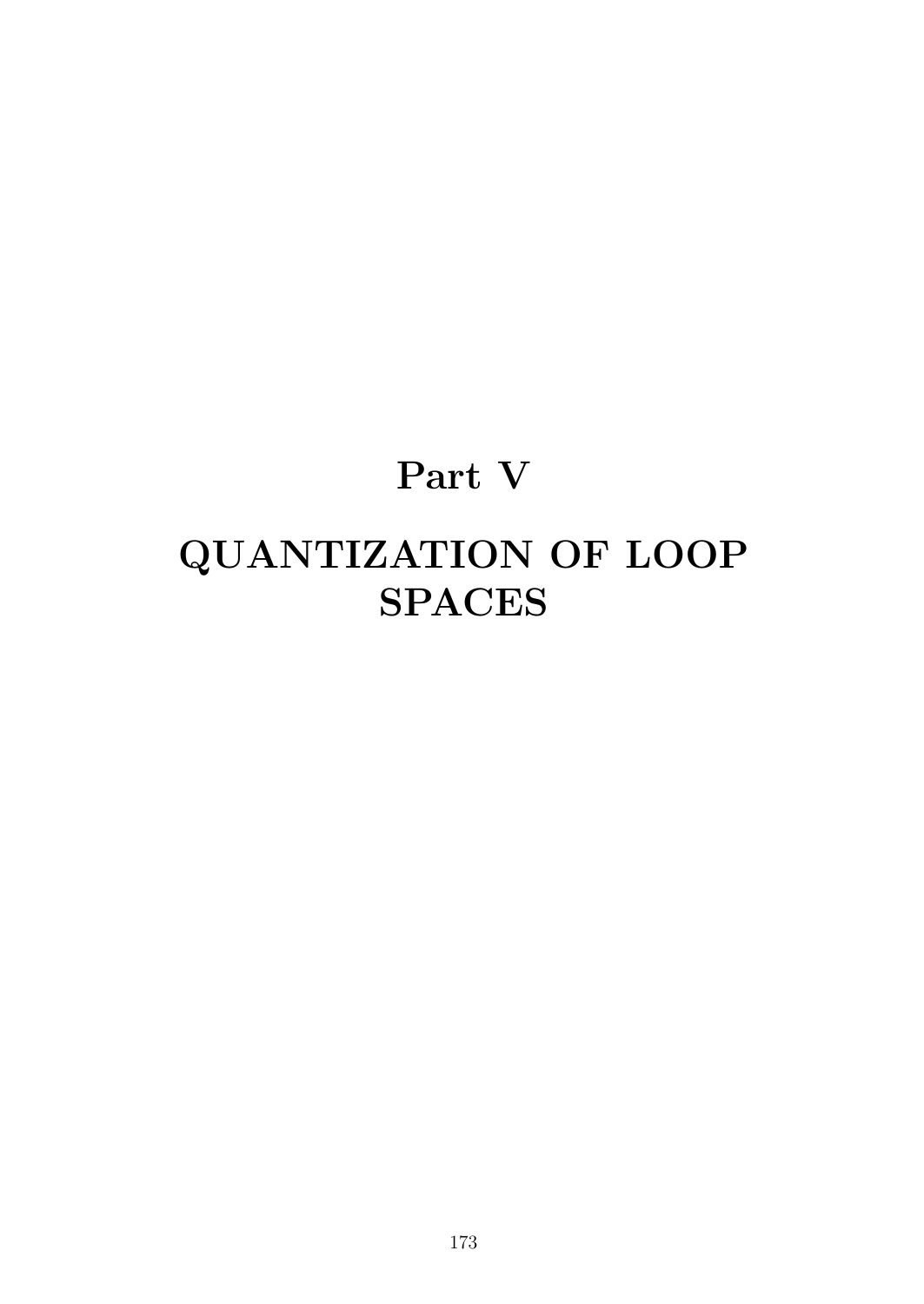# Part V

# QUANTIZATION OF LOOP SPACES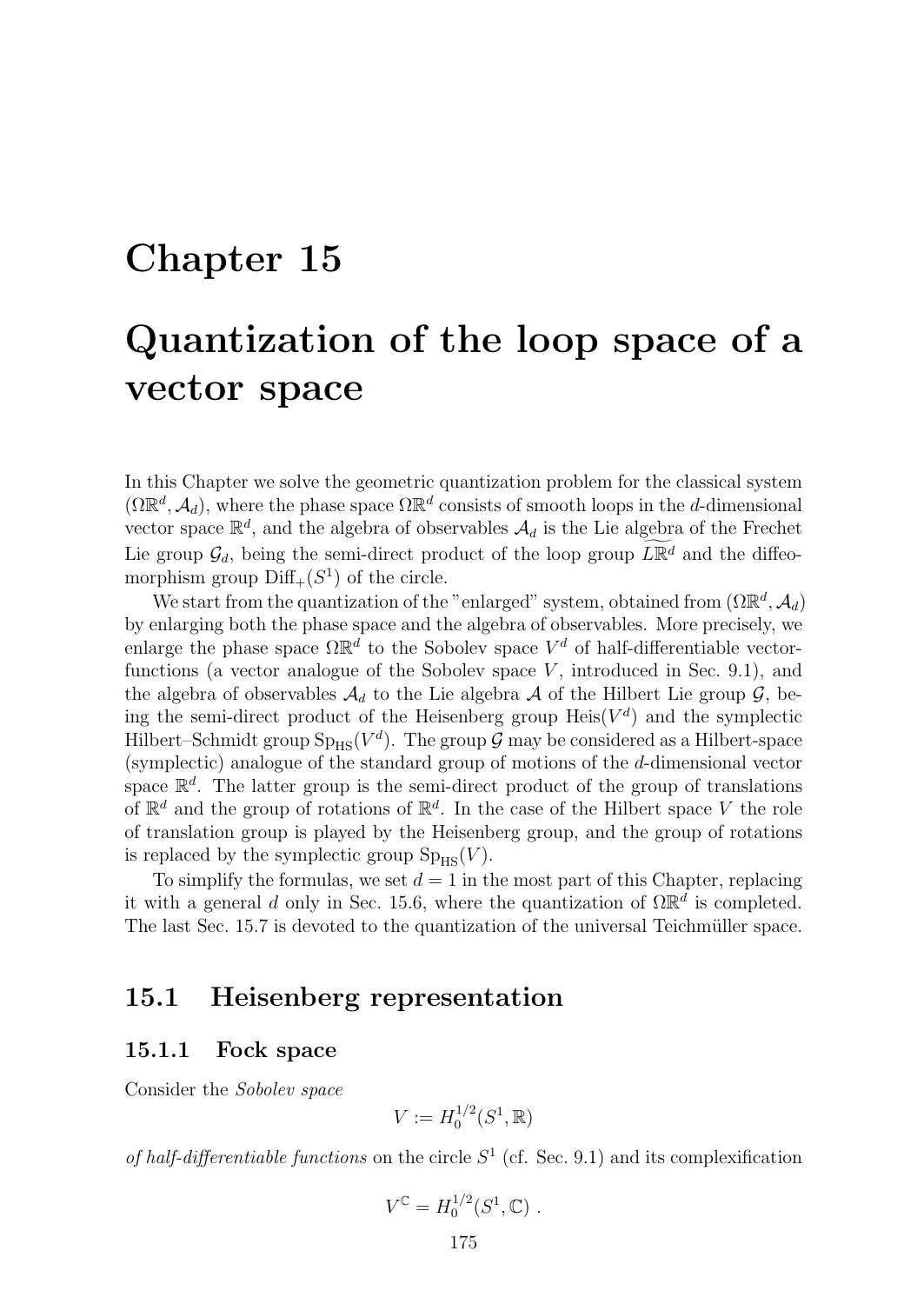# Chapter 15

# Quantization of the loop space of a vector space

In this Chapter we solve the geometric quantization problem for the classical system $(\Omega\mathbb{R}^d, \mathcal{A}_d)$, where the phase space $\Omega\mathbb{R}^d$ consists of smooth loops in the $d$-dimensional vector space $\mathbb{R}^d$, and the algebra of observables $\mathcal{A}_d$ is the Lie algebra of the Frechet Lie group $\mathcal{G}_d$, being the semi-direct product of the loop group $\widetilde{L\mathbb{R}^d}$ and the diffeomorphism group $\text{Diff}_+(S^1)$ of the circle.

We start from the quantization of the "enlarged" system, obtained from $(\Omega\mathbb{R}^d, \mathcal{A}_d)$ by enlarging both the phase space and the algebra of observables. More precisely, we enlarge the phase space $\Omega\mathbb{R}^d$ to the Sobolev space $V^d$ of half-differentiable vector-functions (a vector analogue of the Sobolev space $V$, introduced in Sec. 9.1), and the algebra of observables $\mathcal{A}_d$ to the Lie algebra $\mathcal{A}$ of the Hilbert Lie group $\mathcal{G}$, being the semi-direct product of the Heisenberg group $\text{Heis}(V^d)$ and the symplectic Hilbert–Schmidt group $\text{Sp}_{\text{HS}}(V^d)$. The group $\mathcal{G}$ may be considered as a Hilbert-space (symplectic) analogue of the standard group of motions of the $d$-dimensional vector space $\mathbb{R}^d$. The latter group is the semi-direct product of the group of translations of $\mathbb{R}^d$ and the group of rotations of $\mathbb{R}^d$. In the case of the Hilbert space $V$ the role of translation group is played by the Heisenberg group, and the group of rotations is replaced by the symplectic group $\text{Sp}_{\text{HS}}(V)$.

To simplify the formulas, we set $d = 1$ in the most part of this Chapter, replacing it with a general $d$ only in Sec. 15.6, where the quantization of $\Omega\mathbb{R}^d$ is completed. The last Sec. 15.7 is devoted to the quantization of the universal Teichmüller space.

## 15.1 Heisenberg representation

### 15.1.1 Fock space

Consider the *Sobolev space*

$$V := H_0^{1/2}(S^1, \mathbb{R})$$

*of half-differentiable functions* on the circle $S^1$ (cf. Sec. 9.1) and its complexification

$$V^{\mathbb{C}} = H_0^{1/2}(S^1, \mathbb{C}) .$$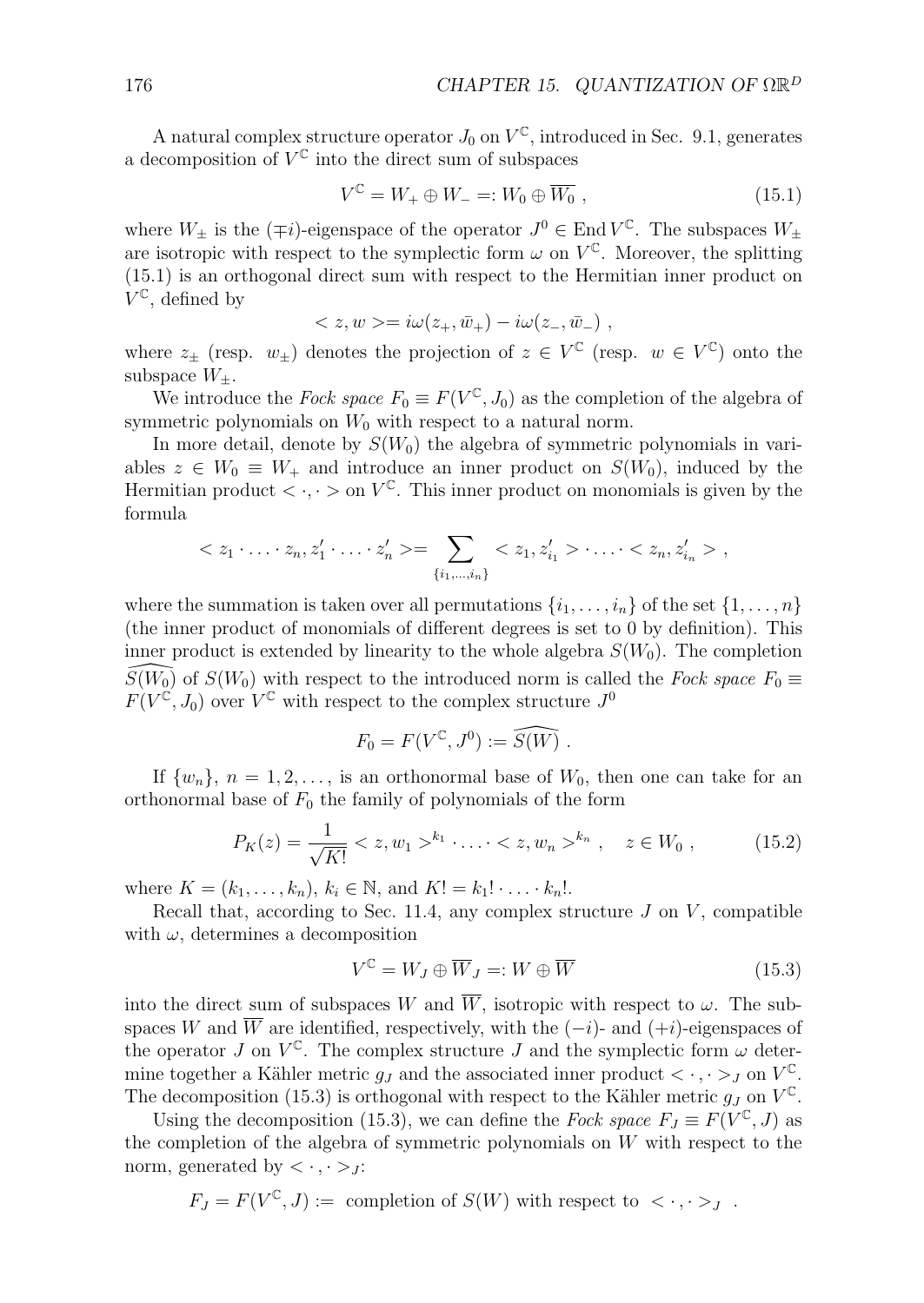A natural complex structure operator $J_0$ on $V^{\mathbb{C}}$, introduced in Sec. 9.1, generates a decomposition of $V^{\mathbb{C}}$ into the direct sum of subspaces

$$V^{\mathbb{C}} = W_+ \oplus W_- =: W_0 \oplus \overline{W_0} \ , \tag{15.1}$$

where $W_\pm$ is the $(\mp i)$-eigenspace of the operator $J^0 \in \operatorname{End} V^{\mathbb{C}}$. The subspaces $W_\pm$ are isotropic with respect to the symplectic form $\omega$ on $V^{\mathbb{C}}$. Moreover, the splitting (15.1) is an orthogonal direct sum with respect to the Hermitian inner product on $V^{\mathbb{C}}$, defined by

$$< z, w >= i\omega(z_+, \bar{w}_+) - i\omega(z_-, \bar{w}_-) \ ,$$

where $z_\pm$ (resp. $w_\pm$) denotes the projection of $z \in V^{\mathbb{C}}$ (resp. $w \in V^{\mathbb{C}}$) onto the subspace $W_\pm$.

We introduce the *Fock space* $F_0 \equiv F(V^{\mathbb{C}}, J_0)$ as the completion of the algebra of symmetric polynomials on $W_0$ with respect to a natural norm.

In more detail, denote by $S(W_0)$ the algebra of symmetric polynomials in variables $z \in W_0 \equiv W_+$ and introduce an inner product on $S(W_0)$, induced by the Hermitian product $< \cdot, \cdot >$ on $V^{\mathbb{C}}$. This inner product on monomials is given by the formula

$$< z_1 \cdot \ldots \cdot z_n, z_1' \cdot \ldots \cdot z_n' >= \sum_{\{i_1,\ldots,i_n\}} < z_1, z_{i_1}' > \cdot \ldots \cdot < z_n, z_{i_n}' > \ ,$$

where the summation is taken over all permutations $\{i_1, \ldots, i_n\}$ of the set $\{1, \ldots, n\}$ (the inner product of monomials of different degrees is set to 0 by definition). This inner product is extended by linearity to the whole algebra $S(W_0)$. The completion $\widehat{S(W_0)}$ of $S(W_0)$ with respect to the introduced norm is called the *Fock space* $F_0 \equiv F(V^{\mathbb{C}}, J_0)$ over $V^{\mathbb{C}}$ with respect to the complex structure $J^0$

$$F_0 = F(V^{\mathbb{C}}, J^0) := \widehat{S(W)} \ .$$

If $\{w_n\}$, $n = 1, 2, \ldots$, is an orthonormal base of $W_0$, then one can take for an orthonormal base of $F_0$ the family of polynomials of the form

$$P_K(z) = \frac{1}{\sqrt{K!}} < z, w_1 >^{k_1} \cdot \ldots \cdot < z, w_n >^{k_n} \ , \quad z \in W_0 \ , \tag{15.2}$$

where $K = (k_1, \ldots, k_n)$, $k_i \in \mathbb{N}$, and $K! = k_1! \cdot \ldots \cdot k_n!$.

Recall that, according to Sec. 11.4, any complex structure $J$ on $V$, compatible with $\omega$, determines a decomposition

$$V^{\mathbb{C}} = W_J \oplus \overline{W}_J =: W \oplus \overline{W} \tag{15.3}$$

into the direct sum of subspaces $W$ and $\overline{W}$, isotropic with respect to $\omega$. The subspaces $W$ and $\overline{W}$ are identified, respectively, with the $(-i)$- and $(+i)$-eigenspaces of the operator $J$ on $V^{\mathbb{C}}$. The complex structure $J$ and the symplectic form $\omega$ determine together a Kähler metric $g_J$ and the associated inner product $< \cdot, \cdot >_J$ on $V^{\mathbb{C}}$. The decomposition (15.3) is orthogonal with respect to the Kähler metric $g_J$ on $V^{\mathbb{C}}$.

Using the decomposition (15.3), we can define the *Fock space* $F_J \equiv F(V^{\mathbb{C}}, J)$ as the completion of the algebra of symmetric polynomials on $W$ with respect to the norm, generated by $< \cdot, \cdot >_J$:

$$F_J = F(V^{\mathbb{C}}, J) := \text{ completion of } S(W) \text{ with respect to } < \cdot, \cdot >_J \ .$$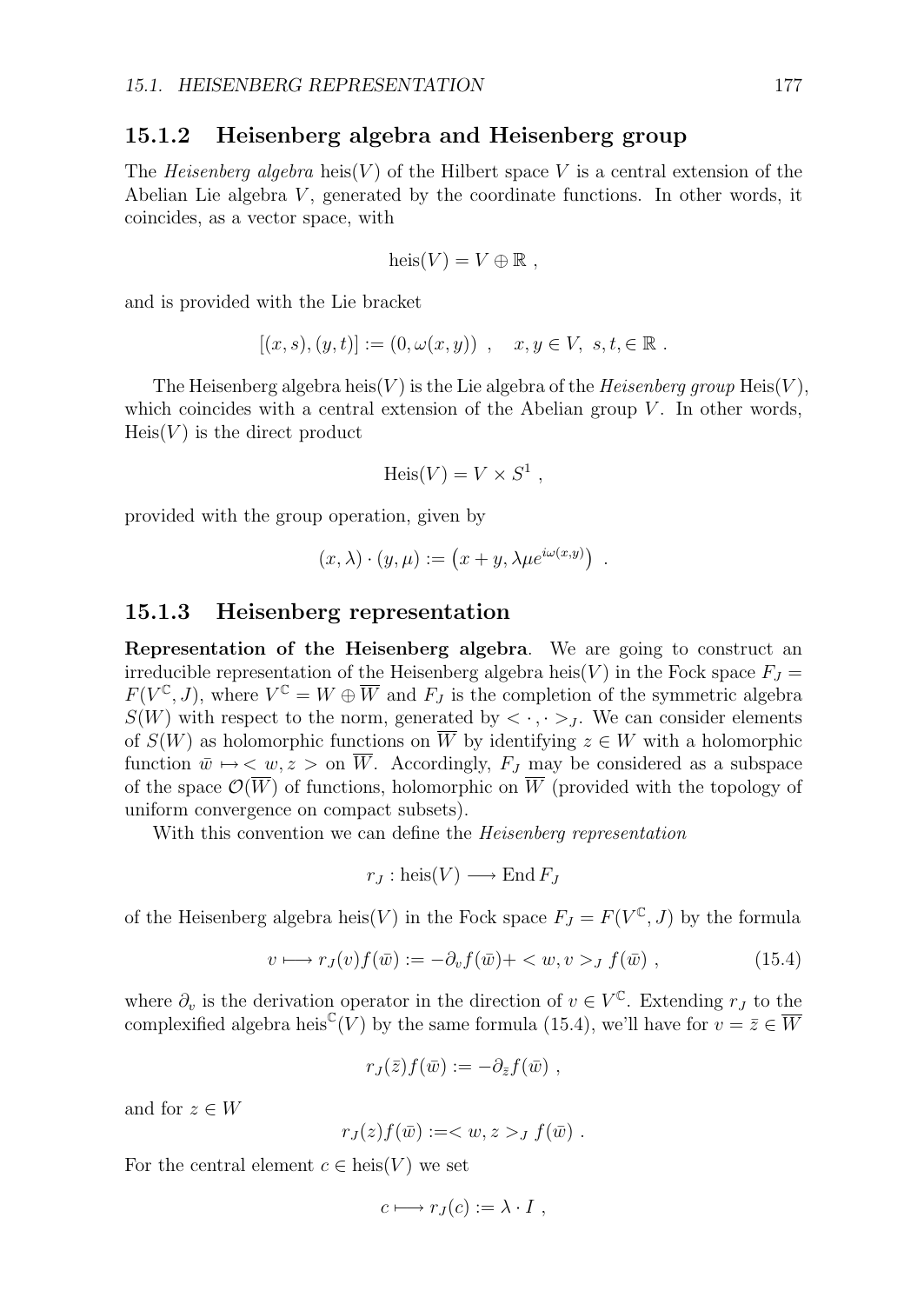### 15.1.2 Heisenberg algebra and Heisenberg group

The *Heisenberg algebra* $\text{heis}(V)$ of the Hilbert space $V$ is a central extension of the Abelian Lie algebra $V$, generated by the coordinate functions. In other words, it coincides, as a vector space, with

$$\text{heis}(V) = V \oplus \mathbb{R} \ ,$$

and is provided with the Lie bracket

$$[(x,s),(y,t)] := (0, \omega(x,y)) \ , \quad x, y \in V, \ s, t, \in \mathbb{R} \ .$$

The Heisenberg algebra $\text{heis}(V)$ is the Lie algebra of the *Heisenberg group* $\text{Heis}(V)$, which coincides with a central extension of the Abelian group $V$. In other words, $\text{Heis}(V)$ is the direct product

$$\text{Heis}(V) = V \times S^1 \ ,$$

provided with the group operation, given by

$$(x, \lambda) \cdot (y, \mu) := \left(x + y, \lambda\mu e^{i\omega(x,y)}\right) \ .$$

### 15.1.3 Heisenberg representation

**Representation of the Heisenberg algebra**. We are going to construct an irreducible representation of the Heisenberg algebra $\text{heis}(V)$ in the Fock space $F_J = F(V^{\mathbb{C}}, J)$, where $V^{\mathbb{C}} = W \oplus \overline{W}$ and $F_J$ is the completion of the symmetric algebra $S(W)$ with respect to the norm, generated by $< \cdot, \cdot >_J$. We can consider elements of $S(W)$ as holomorphic functions on $\overline{W}$ by identifying $z \in W$ with a holomorphic function $\bar{w} \mapsto < w, z >$ on $\overline{W}$. Accordingly, $F_J$ may be considered as a subspace of the space $\mathcal{O}(\overline{W})$ of functions, holomorphic on $\overline{W}$ (provided with the topology of uniform convergence on compact subsets).

With this convention we can define the *Heisenberg representation*

$$r_J : \text{heis}(V) \longrightarrow \text{End}\, F_J$$

of the Heisenberg algebra $\text{heis}(V)$ in the Fock space $F_J = F(V^{\mathbb{C}}, J)$ by the formula

$$v \longmapsto r_J(v) f(\bar{w}) := -\partial_v f(\bar{w}) + < w, v >_J f(\bar{w}) \ , \tag{15.4}$$

where $\partial_v$ is the derivation operator in the direction of $v \in V^{\mathbb{C}}$. Extending $r_J$ to the complexified algebra $\text{heis}^{\mathbb{C}}(V)$ by the same formula (15.4), we'll have for $v = \bar{z} \in \overline{W}$

$$r_J(\bar{z}) f(\bar{w}) := -\partial_{\bar{z}} f(\bar{w}) \ ,$$

and for $z \in W$

$$r_J(z) f(\bar{w}) := < w, z >_J f(\bar{w}) \ .$$

For the central element $c \in \text{heis}(V)$ we set

$$c \longmapsto r_J(c) := \lambda \cdot I \ ,$$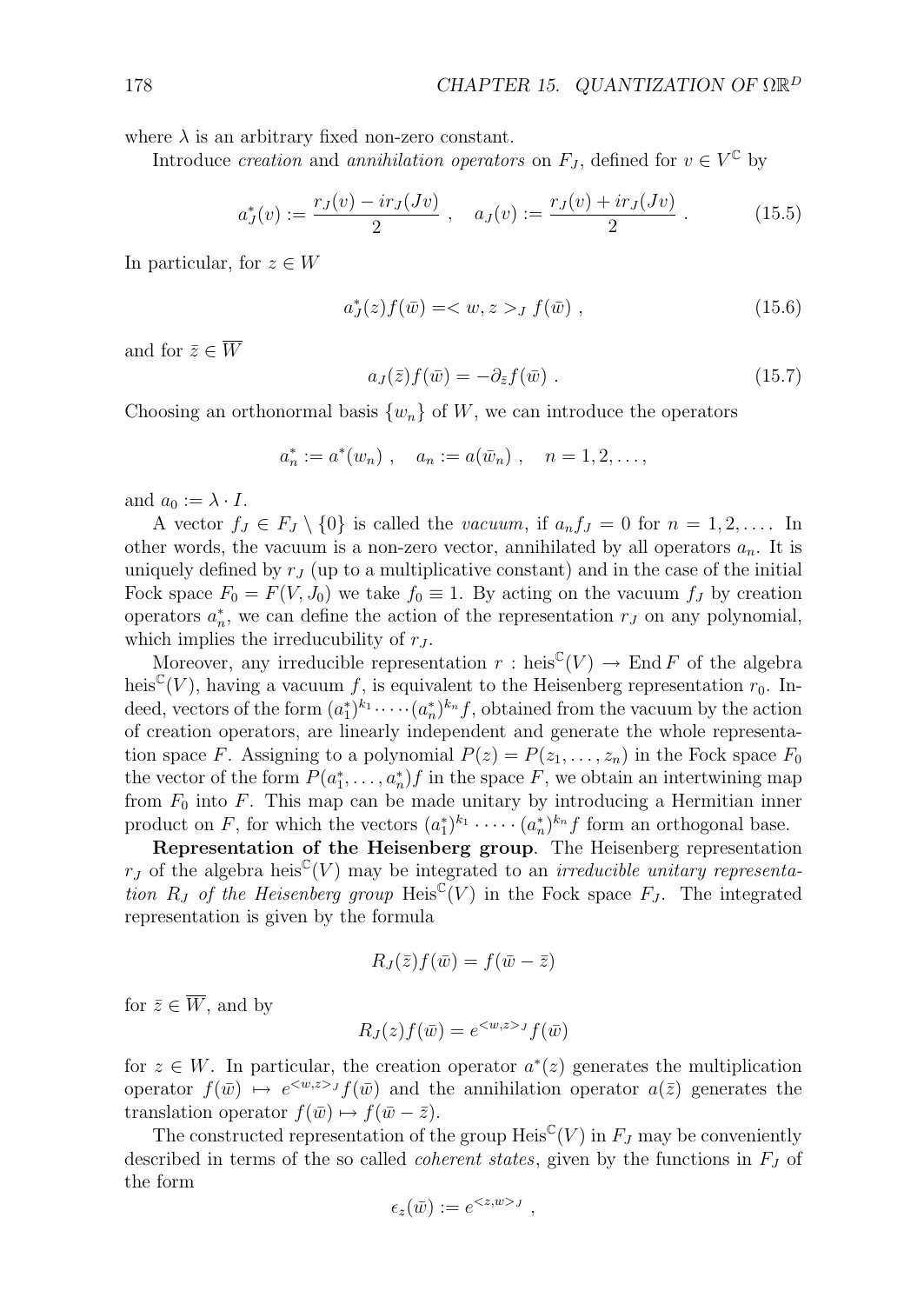where $\lambda$ is an arbitrary fixed non-zero constant.

Introduce *creation* and *annihilation operators* on $F_J$, defined for $v \in V^{\mathbb{C}}$ by

$$a_J^*(v) := \frac{r_J(v) - ir_J(Jv)}{2} \ , \quad a_J(v) := \frac{r_J(v) + ir_J(Jv)}{2} \ . \tag{15.5}$$

In particular, for $z \in W$

$$a_J^*(z) f(\bar{w}) = < w, z >_J f(\bar{w}) \ , \tag{15.6}$$

and for $\bar{z} \in \overline{W}$

$$a_J(\bar{z}) f(\bar{w}) = -\partial_{\bar{z}} f(\bar{w}) \ . \tag{15.7}$$

Choosing an orthonormal basis $\{w_n\}$ of $W$, we can introduce the operators

$$a_n^* := a^*(w_n) \ , \quad a_n := a(\bar{w}_n) \ , \quad n = 1, 2, \ldots ,$$

and $a_0 := \lambda \cdot I$.

A vector $f_J \in F_J \setminus \{0\}$ is called the *vacuum*, if $a_n f_J = 0$ for $n = 1, 2, \ldots$. In other words, the vacuum is a non-zero vector, annihilated by all operators $a_n$. It is uniquely defined by $r_J$ (up to a multiplicative constant) and in the case of the initial Fock space $F_0 = F(V, J_0)$ we take $f_0 \equiv 1$. By acting on the vacuum $f_J$ by creation operators $a_n^*$, we can define the action of the representation $r_J$ on any polynomial, which implies the irreducibility of $r_J$.

Moreover, any irreducible representation $r : \text{heis}^{\mathbb{C}}(V) \to \text{End}\, F$ of the algebra $\text{heis}^{\mathbb{C}}(V)$, having a vacuum $f$, is equivalent to the Heisenberg representation $r_0$. Indeed, vectors of the form $(a_1^*)^{k_1} \cdot \cdots \cdot (a_n^*)^{k_n} f$, obtained from the vacuum by the action of creation operators, are linearly independent and generate the whole representation space $F$. Assigning to a polynomial $P(z) = P(z_1, \ldots, z_n)$ in the Fock space $F_0$ the vector of the form $P(a_1^*, \ldots, a_n^*) f$ in the space $F$, we obtain an intertwining map from $F_0$ into $F$. This map can be made unitary by introducing a Hermitian inner product on $F$, for which the vectors $(a_1^*)^{k_1} \cdot \cdots \cdot (a_n^*)^{k_n} f$ form an orthogonal base.

**Representation of the Heisenberg group**. The Heisenberg representation $r_J$ of the algebra $\text{heis}^{\mathbb{C}}(V)$ may be integrated to an *irreducible unitary representation $R_J$ of the Heisenberg group* $\text{Heis}^{\mathbb{C}}(V)$ in the Fock space $F_J$. The integrated representation is given by the formula

$$R_J(\bar{z}) f(\bar{w}) = f(\bar{w} - \bar{z})$$

for $\bar{z} \in \overline{W}$, and by

$$R_J(z) f(\bar{w}) = e^{<w,z>_J} f(\bar{w})$$

for $z \in W$. In particular, the creation operator $a^*(z)$ generates the multiplication operator $f(\bar{w}) \mapsto e^{<w,z>_J} f(\bar{w})$ and the annihilation operator $a(\bar{z})$ generates the translation operator $f(\bar{w}) \mapsto f(\bar{w} - \bar{z})$.

The constructed representation of the group $\text{Heis}^{\mathbb{C}}(V)$ in $F_J$ may be conveniently described in terms of the so called *coherent states*, given by the functions in $F_J$ of the form

$$\epsilon_z(\bar{w}) := e^{<z,w>_J} \ ,$$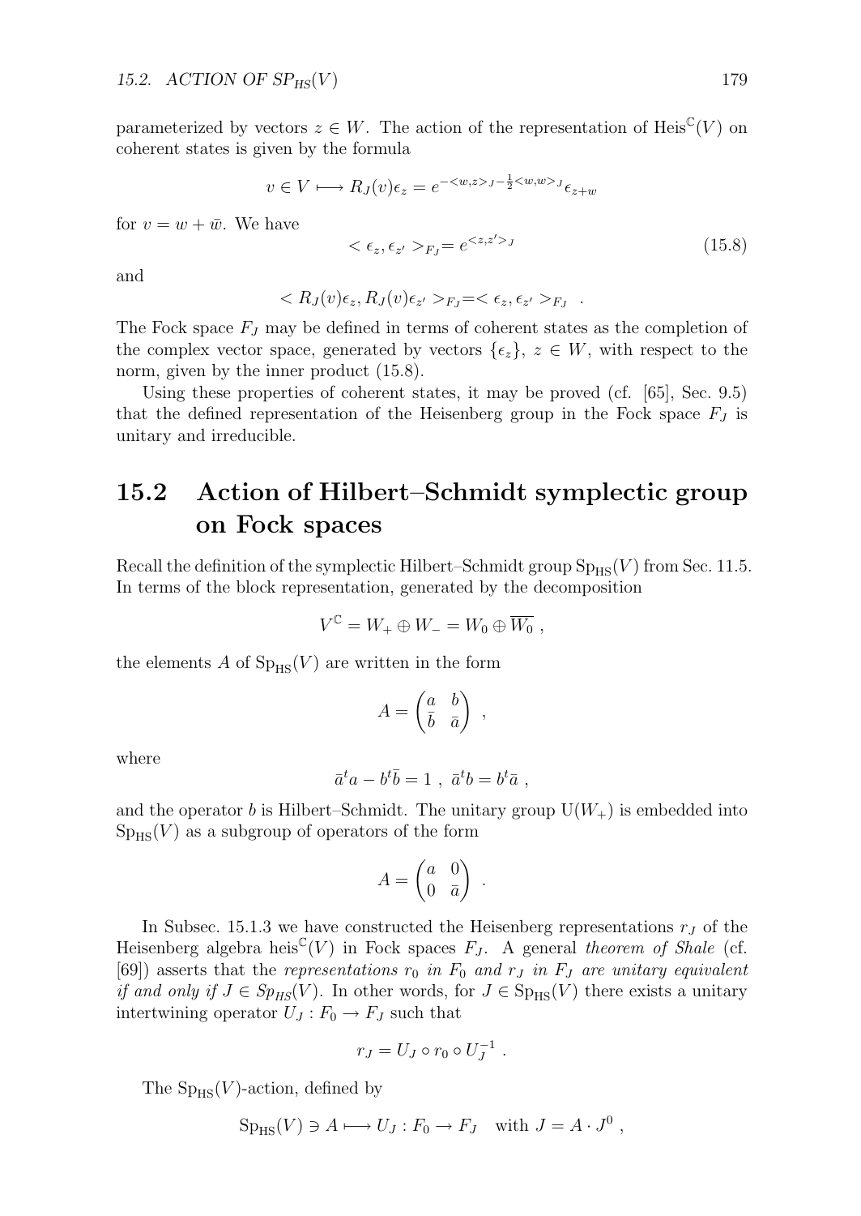parameterized by vectors $z \in W$. The action of the representation of $\mathrm{Heis}^{\mathbb{C}}(V)$ on coherent states is given by the formula

$$v \in V \longmapsto R_J(v)\epsilon_z = e^{-<w,z>_J - \frac{1}{2}<w,w>_J}\epsilon_{z+w}$$

for $v = w + \bar{w}$. We have

$$<\epsilon_z, \epsilon_{z'}>_{F_J} = e^{<z,z'>_J} \tag{15.8}$$

and

$$<R_J(v)\epsilon_z, R_J(v)\epsilon_{z'}>_{F_J} = <\epsilon_z, \epsilon_{z'}>_{F_J} \quad .$$

The Fock space $F_J$ may be defined in terms of coherent states as the completion of the complex vector space, generated by vectors $\{\epsilon_z\}$, $z \in W$, with respect to the norm, given by the inner product (15.8).

Using these properties of coherent states, it may be proved (cf. [65], Sec. 9.5) that the defined representation of the Heisenberg group in the Fock space $F_J$ is unitary and irreducible.

## 15.2 Action of Hilbert–Schmidt symplectic group on Fock spaces

Recall the definition of the symplectic Hilbert–Schmidt group $\mathrm{Sp_{HS}}(V)$ from Sec. 11.5. In terms of the block representation, generated by the decomposition

$$V^{\mathbb{C}} = W_+ \oplus W_- = W_0 \oplus \overline{W_0} \ ,$$

the elements $A$ of $\mathrm{Sp_{HS}}(V)$ are written in the form

$$A = \begin{pmatrix} a & b \\ \bar{b} & \bar{a} \end{pmatrix} \ ,$$

where

$$\bar{a}^t a - b^t \bar{b} = 1 \ , \ \bar{a}^t b = b^t \bar{a} \ ,$$

and the operator $b$ is Hilbert–Schmidt. The unitary group $\mathrm{U}(W_+)$ is embedded into $\mathrm{Sp_{HS}}(V)$ as a subgroup of operators of the form

$$A = \begin{pmatrix} a & 0 \\ 0 & \bar{a} \end{pmatrix} \ .$$

In Subsec. 15.1.3 we have constructed the Heisenberg representations $r_J$ of the Heisenberg algebra $\mathrm{heis}^{\mathbb{C}}(V)$ in Fock spaces $F_J$. A general *theorem of Shale* (cf. [69]) asserts that the *representations $r_0$ in $F_0$ and $r_J$ in $F_J$ are unitary equivalent if and only if $J \in Sp_{HS}(V)$*. In other words, for $J \in \mathrm{Sp_{HS}}(V)$ there exists a unitary intertwining operator $U_J : F_0 \to F_J$ such that

$$r_J = U_J \circ r_0 \circ U_J^{-1} \ .$$

The $\mathrm{Sp_{HS}}(V)$-action, defined by

$$\mathrm{Sp_{HS}}(V) \ni A \longmapsto U_J : F_0 \to F_J \quad \text{with } J = A \cdot J^0 \ ,$$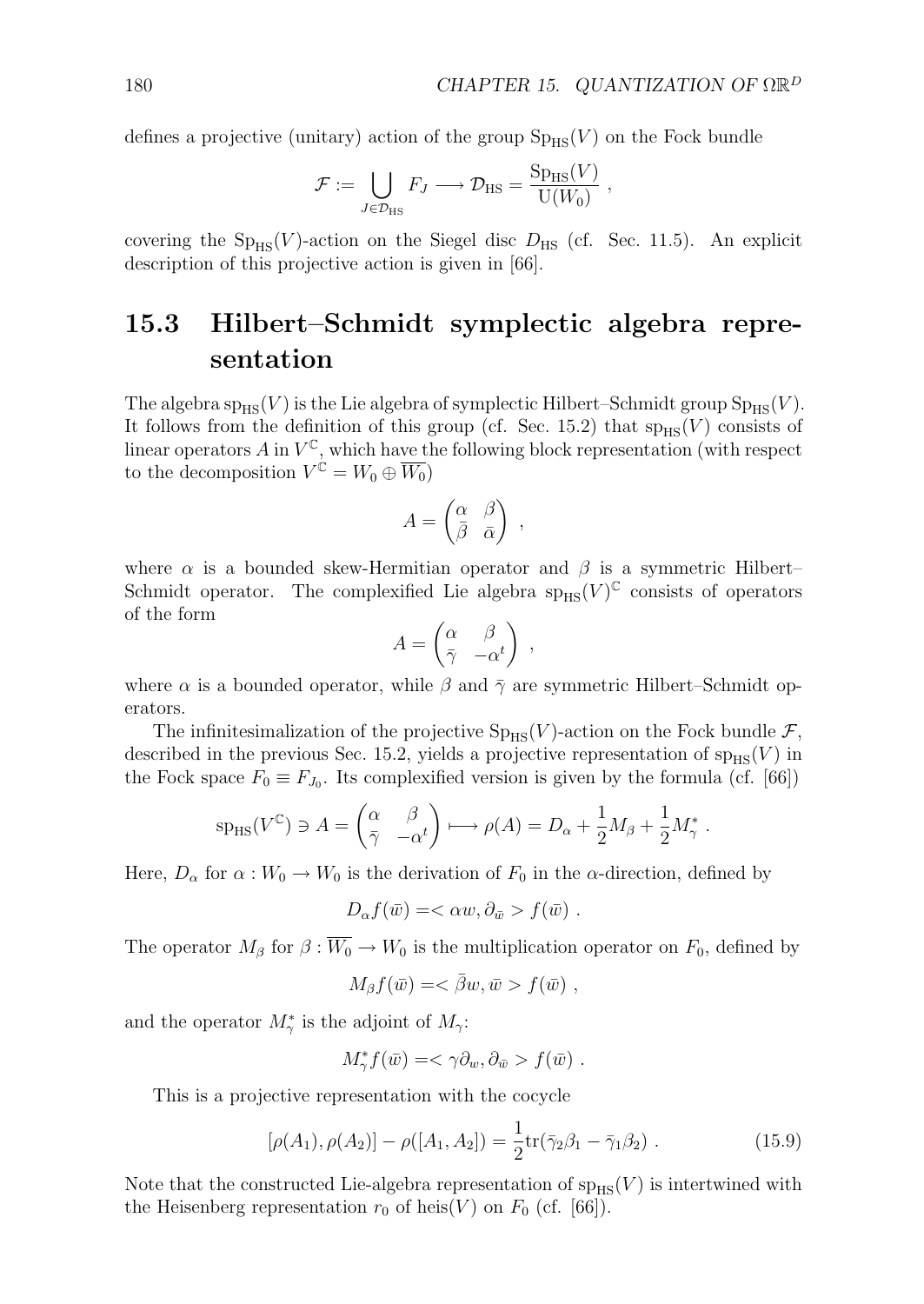defines a projective (unitary) action of the group $\mathrm{Sp}_{\mathrm{HS}}(V)$ on the Fock bundle

$$\mathcal{F} := \bigcup_{J \in \mathcal{D}_{\mathrm{HS}}} F_J \longrightarrow \mathcal{D}_{\mathrm{HS}} = \frac{\mathrm{Sp}_{\mathrm{HS}}(V)}{\mathrm{U}(W_0)} ,$$

covering the $\mathrm{Sp}_{\mathrm{HS}}(V)$-action on the Siegel disc $D_{\mathrm{HS}}$ (cf. Sec. 11.5). An explicit description of this projective action is given in [66].

## 15.3 Hilbert–Schmidt symplectic algebra representation

The algebra $\mathrm{sp}_{\mathrm{HS}}(V)$ is the Lie algebra of symplectic Hilbert–Schmidt group $\mathrm{Sp}_{\mathrm{HS}}(V)$. It follows from the definition of this group (cf. Sec. 15.2) that $\mathrm{sp}_{\mathrm{HS}}(V)$ consists of linear operators $A$ in $V^{\mathbb{C}}$, which have the following block representation (with respect to the decomposition $V^{\mathbb{C}} = W_0 \oplus \overline{W_0}$)

$$A = \begin{pmatrix} \alpha & \beta \\ \bar{\beta} & \bar{\alpha} \end{pmatrix} ,$$

where $\alpha$ is a bounded skew-Hermitian operator and $\beta$ is a symmetric Hilbert–Schmidt operator. The complexified Lie algebra $\mathrm{sp}_{\mathrm{HS}}(V)^{\mathbb{C}}$ consists of operators of the form

$$A = \begin{pmatrix} \alpha & \beta \\ \bar{\gamma} & -\alpha^t \end{pmatrix} ,$$

where $\alpha$ is a bounded operator, while $\beta$ and $\bar{\gamma}$ are symmetric Hilbert–Schmidt operators.

The infinitesimalization of the projective $\mathrm{Sp}_{\mathrm{HS}}(V)$-action on the Fock bundle $\mathcal{F}$, described in the previous Sec. 15.2, yields a projective representation of $\mathrm{sp}_{\mathrm{HS}}(V)$ in the Fock space $F_0 \equiv F_{J_0}$. Its complexified version is given by the formula (cf. [66])

$$\mathrm{sp}_{\mathrm{HS}}(V^{\mathbb{C}}) \ni A = \begin{pmatrix} \alpha & \beta \\ \bar{\gamma} & -\alpha^t \end{pmatrix} \longmapsto \rho(A) = D_\alpha + \frac{1}{2} M_\beta + \frac{1}{2} M_\gamma^* .$$

Here, $D_\alpha$ for $\alpha : W_0 \to W_0$ is the derivation of $F_0$ in the $\alpha$-direction, defined by

$$D_\alpha f(\bar{w}) = < \alpha w, \partial_{\bar{w}} > f(\bar{w}) .$$

The operator $M_\beta$ for $\beta : \overline{W_0} \to W_0$ is the multiplication operator on $F_0$, defined by

$$M_\beta f(\bar{w}) = < \bar{\beta} w, \bar{w} > f(\bar{w}) ,$$

and the operator $M_\gamma^*$ is the adjoint of $M_\gamma$:

$$M_\gamma^* f(\bar{w}) = < \gamma \partial_w, \partial_{\bar{w}} > f(\bar{w}) .$$

This is a projective representation with the cocycle

$$[\rho(A_1), \rho(A_2)] - \rho([A_1, A_2]) = \frac{1}{2} \mathrm{tr}(\bar{\gamma}_2 \beta_1 - \bar{\gamma}_1 \beta_2) . \tag{15.9}$$

Note that the constructed Lie-algebra representation of $\mathrm{sp}_{\mathrm{HS}}(V)$ is intertwined with the Heisenberg representation $r_0$ of $\mathrm{heis}(V)$ on $F_0$ (cf. [66]).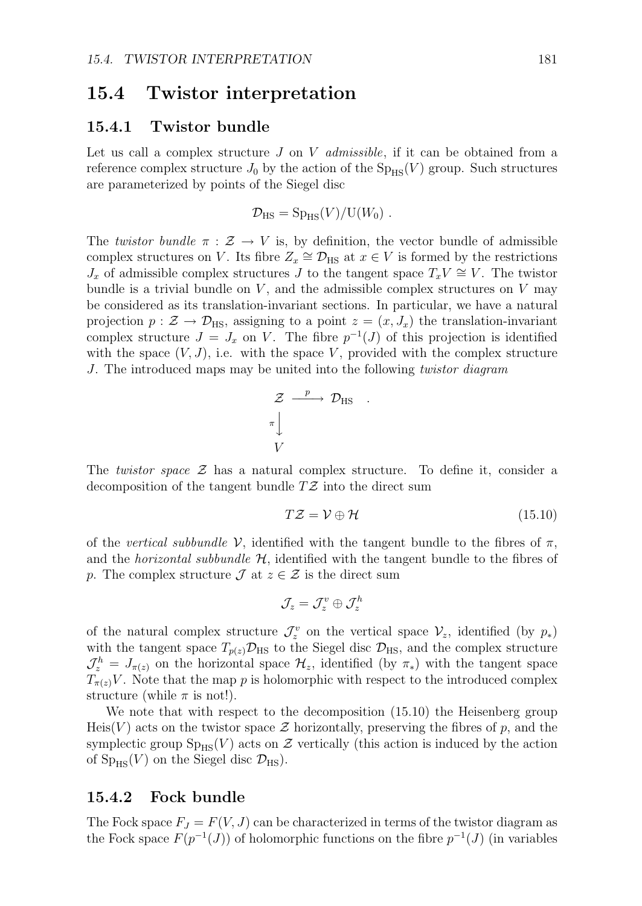## 15.4 Twistor interpretation

### 15.4.1 Twistor bundle

Let us call a complex structure $J$ on $V$ *admissible*, if it can be obtained from a reference complex structure $J_0$ by the action of the $\mathrm{Sp}_{\mathrm{HS}}(V)$ group. Such structures are parameterized by points of the Siegel disc

$$\mathcal{D}_{\mathrm{HS}} = \mathrm{Sp}_{\mathrm{HS}}(V)/\mathrm{U}(W_0) \ .$$

The *twistor bundle* $\pi : \mathcal{Z} \to V$ is, by definition, the vector bundle of admissible complex structures on $V$. Its fibre $Z_x \cong \mathcal{D}_{\mathrm{HS}}$ at $x \in V$ is formed by the restrictions $J_x$ of admissible complex structures $J$ to the tangent space $T_xV \cong V$. The twistor bundle is a trivial bundle on $V$, and the admissible complex structures on $V$ may be considered as its translation-invariant sections. In particular, we have a natural projection $p : \mathcal{Z} \to \mathcal{D}_{\mathrm{HS}}$, assigning to a point $z = (x, J_x)$ the translation-invariant complex structure $J = J_x$ on $V$. The fibre $p^{-1}(J)$ of this projection is identified with the space $(V, J)$, i.e. with the space $V$, provided with the complex structure $J$. The introduced maps may be united into the following *twistor diagram*

$$\begin{array}{ccc} \mathcal{Z} & \xrightarrow{\ p\ } & \mathcal{D}_{\mathrm{HS}} \\ {\scriptstyle\pi}\big\downarrow & & \\ V & & \end{array} \quad .$$

The *twistor space* $\mathcal{Z}$ has a natural complex structure. To define it, consider a decomposition of the tangent bundle $T\mathcal{Z}$ into the direct sum

$$T\mathcal{Z} = \mathcal{V} \oplus \mathcal{H} \tag{15.10}$$

of the *vertical subbundle* $\mathcal{V}$, identified with the tangent bundle to the fibres of $\pi$, and the *horizontal subbundle* $\mathcal{H}$, identified with the tangent bundle to the fibres of $p$. The complex structure $\mathcal{J}$ at $z \in \mathcal{Z}$ is the direct sum

$$\mathcal{J}_z = \mathcal{J}_z^v \oplus \mathcal{J}_z^h$$

of the natural complex structure $\mathcal{J}_z^v$ on the vertical space $\mathcal{V}_z$, identified (by $p_*$) with the tangent space $T_{p(z)}\mathcal{D}_{\mathrm{HS}}$ to the Siegel disc $\mathcal{D}_{\mathrm{HS}}$, and the complex structure $\mathcal{J}_z^h = J_{\pi(z)}$ on the horizontal space $\mathcal{H}_z$, identified (by $\pi_*$) with the tangent space $T_{\pi(z)}V$. Note that the map $p$ is holomorphic with respect to the introduced complex structure (while $\pi$ is not!).

We note that with respect to the decomposition (15.10) the Heisenberg group $\mathrm{Heis}(V)$ acts on the twistor space $\mathcal{Z}$ horizontally, preserving the fibres of $p$, and the symplectic group $\mathrm{Sp}_{\mathrm{HS}}(V)$ acts on $\mathcal{Z}$ vertically (this action is induced by the action of $\mathrm{Sp}_{\mathrm{HS}}(V)$ on the Siegel disc $\mathcal{D}_{\mathrm{HS}}$).

### 15.4.2 Fock bundle

The Fock space $F_J = F(V, J)$ can be characterized in terms of the twistor diagram as the Fock space $F(p^{-1}(J))$ of holomorphic functions on the fibre $p^{-1}(J)$ (in variables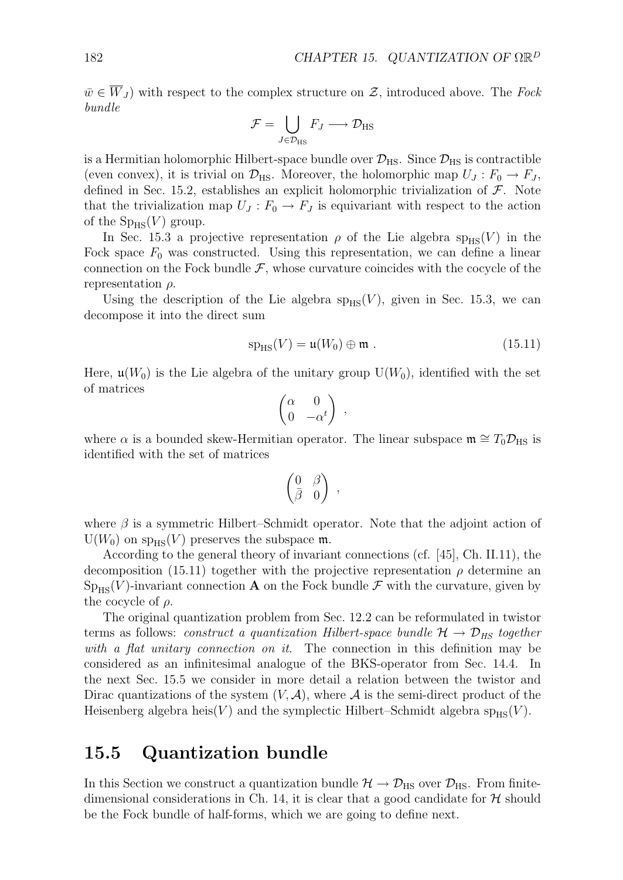$\bar{w} \in \overline{W}_J$) with respect to the complex structure on $\mathcal{Z}$, introduced above. The *Fock bundle*

$$\mathcal{F} = \bigcup_{J \in \mathcal{D}_{\text{HS}}} F_J \longrightarrow \mathcal{D}_{\text{HS}}$$

is a Hermitian holomorphic Hilbert-space bundle over $\mathcal{D}_{\text{HS}}$. Since $\mathcal{D}_{\text{HS}}$ is contractible (even convex), it is trivial on $\mathcal{D}_{\text{HS}}$. Moreover, the holomorphic map $U_J : F_0 \to F_J$, defined in Sec. 15.2, establishes an explicit holomorphic trivialization of $\mathcal{F}$. Note that the trivialization map $U_J : F_0 \to F_J$ is equivariant with respect to the action of the $\text{Sp}_{\text{HS}}(V)$ group.

In Sec. 15.3 a projective representation $\rho$ of the Lie algebra $\text{sp}_{\text{HS}}(V)$ in the Fock space $F_0$ was constructed. Using this representation, we can define a linear connection on the Fock bundle $\mathcal{F}$, whose curvature coincides with the cocycle of the representation $\rho$.

Using the description of the Lie algebra $\text{sp}_{\text{HS}}(V)$, given in Sec. 15.3, we can decompose it into the direct sum

$$\text{sp}_{\text{HS}}(V) = \mathfrak{u}(W_0) \oplus \mathfrak{m} \ . \tag{15.11}$$

Here, $\mathfrak{u}(W_0)$ is the Lie algebra of the unitary group $\text{U}(W_0)$, identified with the set of matrices

$$\begin{pmatrix} \alpha & 0 \\ 0 & -\alpha^t \end{pmatrix} \ ,$$

where $\alpha$ is a bounded skew-Hermitian operator. The linear subspace $\mathfrak{m} \cong T_0\mathcal{D}_{\text{HS}}$ is identified with the set of matrices

$$\begin{pmatrix} 0 & \beta \\ \bar{\beta} & 0 \end{pmatrix} \ ,$$

where $\beta$ is a symmetric Hilbert–Schmidt operator. Note that the adjoint action of $\text{U}(W_0)$ on $\text{sp}_{\text{HS}}(V)$ preserves the subspace $\mathfrak{m}$.

According to the general theory of invariant connections (cf. [45], Ch. II.11), the decomposition (15.11) together with the projective representation $\rho$ determine an $\text{Sp}_{\text{HS}}(V)$-invariant connection $\mathbf{A}$ on the Fock bundle $\mathcal{F}$ with the curvature, given by the cocycle of $\rho$.

The original quantization problem from Sec. 12.2 can be reformulated in twistor terms as follows: *construct a quantization Hilbert-space bundle $\mathcal{H} \to \mathcal{D}_{HS}$ together with a flat unitary connection on it.* The connection in this definition may be considered as an infinitesimal analogue of the BKS-operator from Sec. 14.4. In the next Sec. 15.5 we consider in more detail a relation between the twistor and Dirac quantizations of the system $(V, \mathcal{A})$, where $\mathcal{A}$ is the semi-direct product of the Heisenberg algebra $\text{heis}(V)$ and the symplectic Hilbert–Schmidt algebra $\text{sp}_{\text{HS}}(V)$.

## 15.5 Quantization bundle

In this Section we construct a quantization bundle $\mathcal{H} \to \mathcal{D}_{\text{HS}}$ over $\mathcal{D}_{\text{HS}}$. From finite-dimensional considerations in Ch. 14, it is clear that a good candidate for $\mathcal{H}$ should be the Fock bundle of half-forms, which we are going to define next.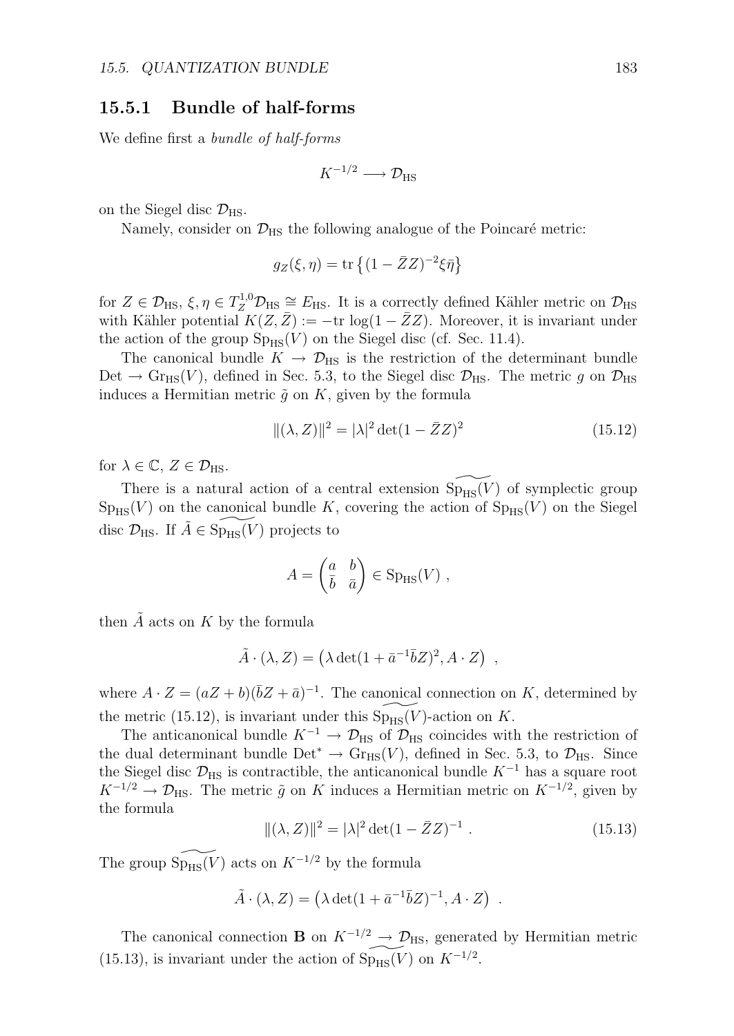### 15.5.1 Bundle of half-forms

We define first a *bundle of half-forms*

$$K^{-1/2} \longrightarrow \mathcal{D}_{\mathrm{HS}}$$

on the Siegel disc $\mathcal{D}_{\mathrm{HS}}$.

Namely, consider on $\mathcal{D}_{\mathrm{HS}}$ the following analogue of the Poincaré metric:

$$g_Z(\xi, \eta) = \mathrm{tr}\left\{(1 - \bar{Z}Z)^{-2}\xi\bar{\eta}\right\}$$

for $Z \in \mathcal{D}_{\mathrm{HS}}$, $\xi, \eta \in T_Z^{1,0}\mathcal{D}_{\mathrm{HS}} \cong E_{\mathrm{HS}}$. It is a correctly defined Kähler metric on $\mathcal{D}_{\mathrm{HS}}$ with Kähler potential $K(Z, \bar{Z}) := -\mathrm{tr}\,\log(1 - \bar{Z}Z)$. Moreover, it is invariant under the action of the group $\mathrm{Sp}_{\mathrm{HS}}(V)$ on the Siegel disc (cf. Sec. 11.4).

The canonical bundle $K \to \mathcal{D}_{\mathrm{HS}}$ is the restriction of the determinant bundle $\mathrm{Det} \to \mathrm{Gr}_{\mathrm{HS}}(V)$, defined in Sec. 5.3, to the Siegel disc $\mathcal{D}_{\mathrm{HS}}$. The metric $g$ on $\mathcal{D}_{\mathrm{HS}}$ induces a Hermitian metric $\tilde{g}$ on $K$, given by the formula

$$\|(\lambda, Z)\|^2 = |\lambda|^2 \det(1 - \bar{Z}Z)^2 \tag{15.12}$$

for $\lambda \in \mathbb{C}$, $Z \in \mathcal{D}_{\mathrm{HS}}$.

There is a natural action of a central extension $\widetilde{\mathrm{Sp}_{\mathrm{HS}}(V)}$ of symplectic group $\mathrm{Sp}_{\mathrm{HS}}(V)$ on the canonical bundle $K$, covering the action of $\mathrm{Sp}_{\mathrm{HS}}(V)$ on the Siegel disc $\mathcal{D}_{\mathrm{HS}}$. If $\tilde{A} \in \widetilde{\mathrm{Sp}_{\mathrm{HS}}(V)}$ projects to

$$A = \begin{pmatrix} a & b \\ \bar{b} & \bar{a} \end{pmatrix} \in \mathrm{Sp}_{\mathrm{HS}}(V)\ ,$$

then $\tilde{A}$ acts on $K$ by the formula

$$\tilde{A} \cdot (\lambda, Z) = \left(\lambda \det(1 + \bar{a}^{-1}\bar{b}Z)^2, A \cdot Z\right)\ ,$$

where $A \cdot Z = (aZ + b)(\bar{b}Z + \bar{a})^{-1}$. The canonical connection on $K$, determined by the metric (15.12), is invariant under this $\widetilde{\mathrm{Sp}_{\mathrm{HS}}(V)}$-action on $K$.

The anticanonical bundle $K^{-1} \to \mathcal{D}_{\mathrm{HS}}$ of $\mathcal{D}_{\mathrm{HS}}$ coincides with the restriction of the dual determinant bundle $\mathrm{Det}^* \to \mathrm{Gr}_{\mathrm{HS}}(V)$, defined in Sec. 5.3, to $\mathcal{D}_{\mathrm{HS}}$. Since the Siegel disc $\mathcal{D}_{\mathrm{HS}}$ is contractible, the anticanonical bundle $K^{-1}$ has a square root $K^{-1/2} \to \mathcal{D}_{\mathrm{HS}}$. The metric $\tilde{g}$ on $K$ induces a Hermitian metric on $K^{-1/2}$, given by the formula

$$\|(\lambda, Z)\|^2 = |\lambda|^2 \det(1 - \bar{Z}Z)^{-1}\ . \tag{15.13}$$

The group $\widetilde{\mathrm{Sp}_{\mathrm{HS}}(V)}$ acts on $K^{-1/2}$ by the formula

$$\tilde{A} \cdot (\lambda, Z) = \left(\lambda \det(1 + \bar{a}^{-1}\bar{b}Z)^{-1}, A \cdot Z\right)\ .$$

The canonical connection $\mathbf{B}$ on $K^{-1/2} \to \mathcal{D}_{\mathrm{HS}}$, generated by Hermitian metric (15.13), is invariant under the action of $\widetilde{\mathrm{Sp}_{\mathrm{HS}}(V)}$ on $K^{-1/2}$.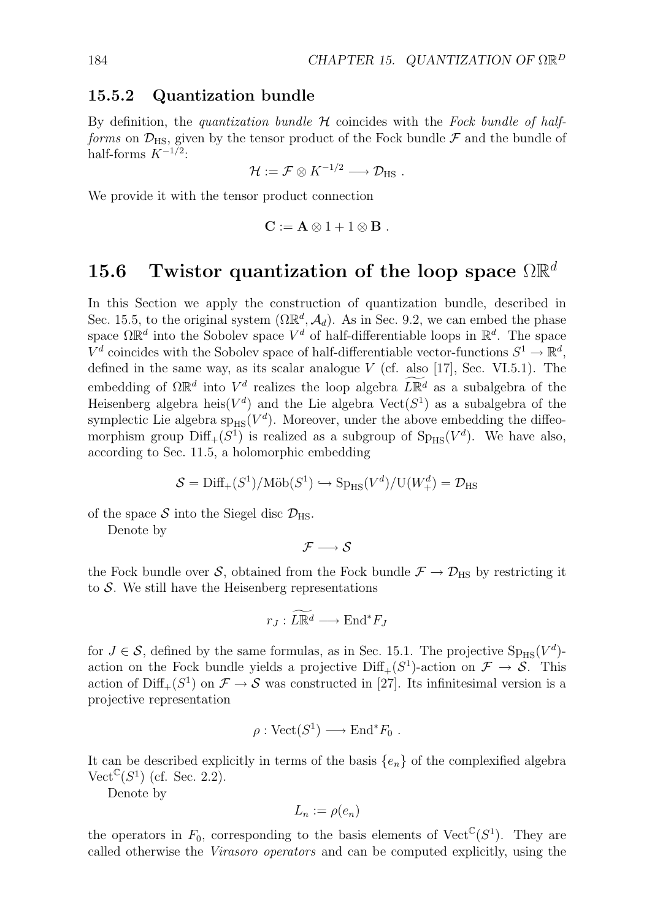### 15.5.2 Quantization bundle

By definition, the *quantization bundle* $\mathcal{H}$ coincides with the *Fock bundle of half-forms* on $\mathcal{D}_{\text{HS}}$, given by the tensor product of the Fock bundle $\mathcal{F}$ and the bundle of half-forms $K^{-1/2}$:

$$\mathcal{H} := \mathcal{F} \otimes K^{-1/2} \longrightarrow \mathcal{D}_{\text{HS}} .$$

We provide it with the tensor product connection

$$\mathbf{C} := \mathbf{A} \otimes 1 + 1 \otimes \mathbf{B} .$$

## 15.6 Twistor quantization of the loop space $\Omega\mathbb{R}^d$

In this Section we apply the construction of quantization bundle, described in Sec. 15.5, to the original system $(\Omega\mathbb{R}^d, \mathcal{A}_d)$. As in Sec. 9.2, we can embed the phase space $\Omega\mathbb{R}^d$ into the Sobolev space $V^d$ of half-differentiable loops in $\mathbb{R}^d$. The space $V^d$ coincides with the Sobolev space of half-differentiable vector-functions $S^1 \to \mathbb{R}^d$, defined in the same way, as its scalar analogue $V$ (cf. also [17], Sec. VI.5.1). The embedding of $\Omega\mathbb{R}^d$ into $V^d$ realizes the loop algebra $\widetilde{L\mathbb{R}^d}$ as a subalgebra of the Heisenberg algebra $\text{heis}(V^d)$ and the Lie algebra $\text{Vect}(S^1)$ as a subalgebra of the symplectic Lie algebra $\text{sp}_{\text{HS}}(V^d)$. Moreover, under the above embedding the diffeomorphism group $\text{Diff}_+(S^1)$ is realized as a subgroup of $\text{Sp}_{\text{HS}}(V^d)$. We have also, according to Sec. 11.5, a holomorphic embedding

$$\mathcal{S} = \text{Diff}_+(S^1)/\text{Möb}(S^1) \hookrightarrow \text{Sp}_{\text{HS}}(V^d)/\text{U}(W_+^d) = \mathcal{D}_{\text{HS}}$$

of the space $\mathcal{S}$ into the Siegel disc $\mathcal{D}_{\text{HS}}$.

Denote by

$$\mathcal{F} \longrightarrow \mathcal{S}$$

the Fock bundle over $\mathcal{S}$, obtained from the Fock bundle $\mathcal{F} \to \mathcal{D}_{\text{HS}}$ by restricting it to $\mathcal{S}$. We still have the Heisenberg representations

$$r_J : \widetilde{L\mathbb{R}^d} \longrightarrow \text{End}^* F_J$$

for $J \in \mathcal{S}$, defined by the same formulas, as in Sec. 15.1. The projective $\text{Sp}_{\text{HS}}(V^d)$-action on the Fock bundle yields a projective $\text{Diff}_+(S^1)$-action on $\mathcal{F} \to \mathcal{S}$. This action of $\text{Diff}_+(S^1)$ on $\mathcal{F} \to \mathcal{S}$ was constructed in [27]. Its infinitesimal version is a projective representation

$$\rho : \text{Vect}(S^1) \longrightarrow \text{End}^* F_0 .$$

It can be described explicitly in terms of the basis $\{e_n\}$ of the complexified algebra $\text{Vect}^{\mathbb{C}}(S^1)$ (cf. Sec. 2.2).

Denote by

$$L_n := \rho(e_n)$$

the operators in $F_0$, corresponding to the basis elements of $\text{Vect}^{\mathbb{C}}(S^1)$. They are called otherwise the *Virasoro operators* and can be computed explicitly, using the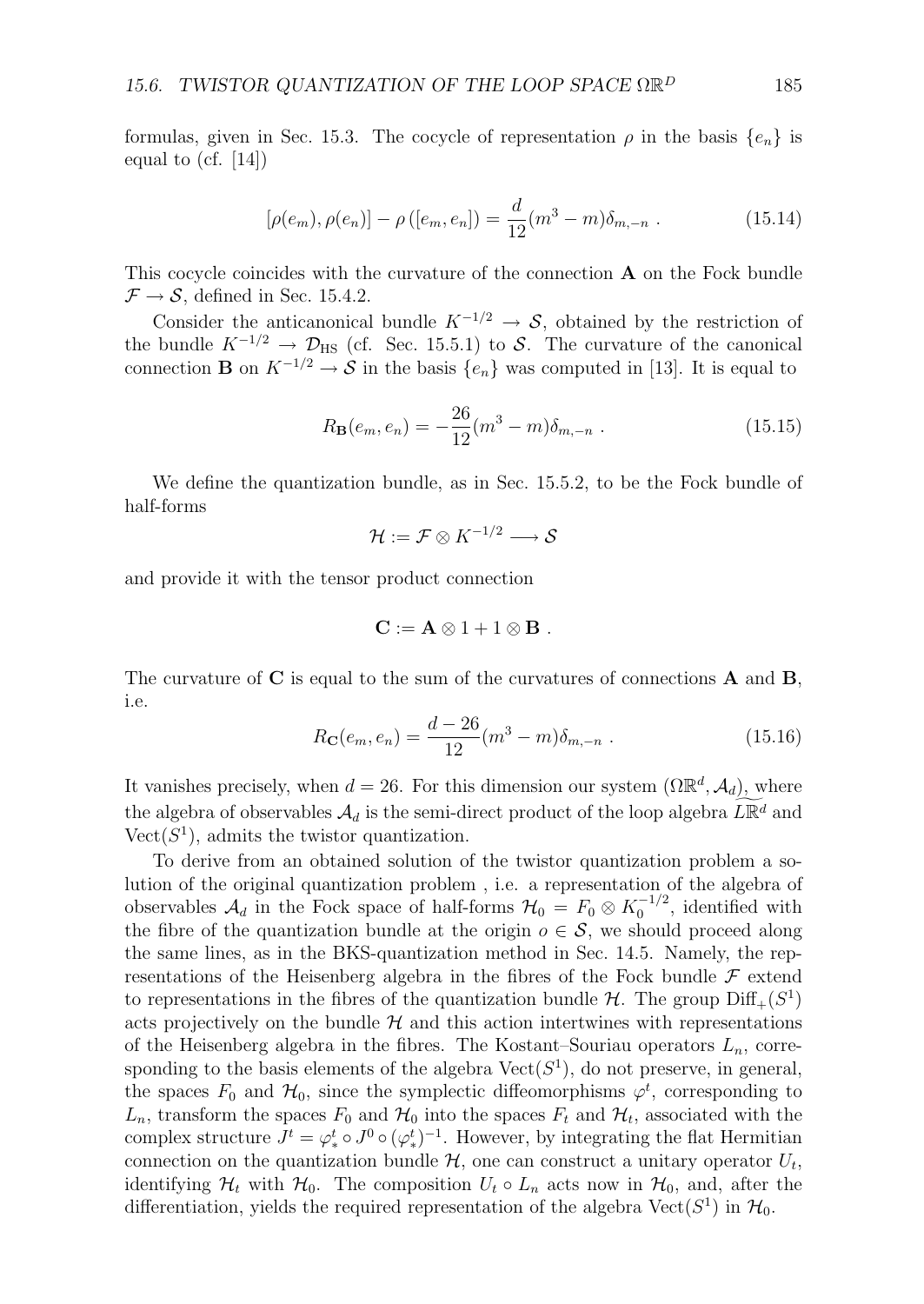formulas, given in Sec. 15.3. The cocycle of representation $\rho$ in the basis $\{e_n\}$ is equal to (cf. [14])

$$[\rho(e_m), \rho(e_n)] - \rho\left([e_m, e_n]\right) = \frac{d}{12}(m^3 - m)\delta_{m,-n} \; . \tag{15.14}$$

This cocycle coincides with the curvature of the connection $\mathbf{A}$ on the Fock bundle $\mathcal{F} \to \mathcal{S}$, defined in Sec. 15.4.2.

Consider the anticanonical bundle $K^{-1/2} \to \mathcal{S}$, obtained by the restriction of the bundle $K^{-1/2} \to \mathcal{D}_{\text{HS}}$ (cf. Sec. 15.5.1) to $\mathcal{S}$. The curvature of the canonical connection $\mathbf{B}$ on $K^{-1/2} \to \mathcal{S}$ in the basis $\{e_n\}$ was computed in [13]. It is equal to

$$R_{\mathbf{B}}(e_m, e_n) = -\frac{26}{12}(m^3 - m)\delta_{m,-n} \; . \tag{15.15}$$

We define the quantization bundle, as in Sec. 15.5.2, to be the Fock bundle of half-forms

$$\mathcal{H} := \mathcal{F} \otimes K^{-1/2} \longrightarrow \mathcal{S}$$

and provide it with the tensor product connection

$$\mathbf{C} := \mathbf{A} \otimes 1 + 1 \otimes \mathbf{B} \; .$$

The curvature of $\mathbf{C}$ is equal to the sum of the curvatures of connections $\mathbf{A}$ and $\mathbf{B}$, i.e.

$$R_{\mathbf{C}}(e_m, e_n) = \frac{d - 26}{12}(m^3 - m)\delta_{m,-n} \; . \tag{15.16}$$

It vanishes precisely, when $d = 26$. For this dimension our system $(\Omega\mathbb{R}^d, \mathcal{A}_d)$, where the algebra of observables $\mathcal{A}_d$ is the semi-direct product of the loop algebra $\widetilde{L\mathbb{R}^d}$ and $\text{Vect}(S^1)$, admits the twistor quantization.

To derive from an obtained solution of the twistor quantization problem a solution of the original quantization problem , i.e. a representation of the algebra of observables $\mathcal{A}_d$ in the Fock space of half-forms $\mathcal{H}_0 = F_0 \otimes K_0^{-1/2}$, identified with the fibre of the quantization bundle at the origin $o \in \mathcal{S}$, we should proceed along the same lines, as in the BKS-quantization method in Sec. 14.5. Namely, the representations of the Heisenberg algebra in the fibres of the Fock bundle $\mathcal{F}$ extend to representations in the fibres of the quantization bundle $\mathcal{H}$. The group $\text{Diff}_+(S^1)$ acts projectively on the bundle $\mathcal{H}$ and this action intertwines with representations of the Heisenberg algebra in the fibres. The Kostant–Souriau operators $L_n$, corresponding to the basis elements of the algebra $\text{Vect}(S^1)$, do not preserve, in general, the spaces $F_0$ and $\mathcal{H}_0$, since the symplectic diffeomorphisms $\varphi^t$, corresponding to $L_n$, transform the spaces $F_0$ and $\mathcal{H}_0$ into the spaces $F_t$ and $\mathcal{H}_t$, associated with the complex structure $J^t = \varphi^t_* \circ J^0 \circ (\varphi^t_*)^{-1}$. However, by integrating the flat Hermitian connection on the quantization bundle $\mathcal{H}$, one can construct a unitary operator $U_t$, identifying $\mathcal{H}_t$ with $\mathcal{H}_0$. The composition $U_t \circ L_n$ acts now in $\mathcal{H}_0$, and, after the differentiation, yields the required representation of the algebra $\text{Vect}(S^1)$ in $\mathcal{H}_0$.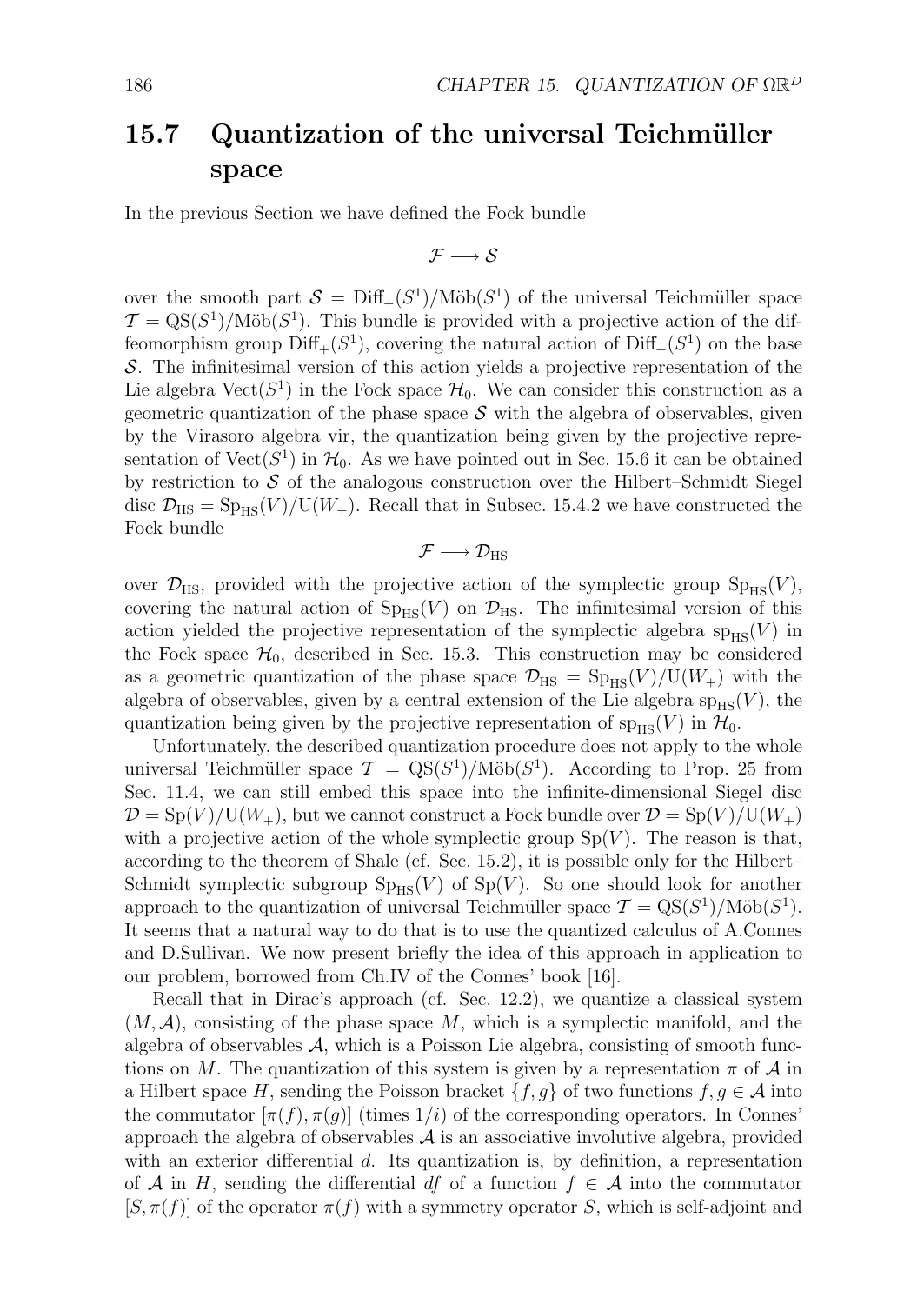## 15.7 Quantization of the universal Teichmüller space

In the previous Section we have defined the Fock bundle

$$\mathcal{F} \longrightarrow \mathcal{S}$$

over the smooth part $\mathcal{S} = \mathrm{Diff}_+(S^1)/\mathrm{Möb}(S^1)$ of the universal Teichmüller space $\mathcal{T} = \mathrm{QS}(S^1)/\mathrm{Möb}(S^1)$. This bundle is provided with a projective action of the diffeomorphism group $\mathrm{Diff}_+(S^1)$, covering the natural action of $\mathrm{Diff}_+(S^1)$ on the base $\mathcal{S}$. The infinitesimal version of this action yields a projective representation of the Lie algebra $\mathrm{Vect}(S^1)$ in the Fock space $\mathcal{H}_0$. We can consider this construction as a geometric quantization of the phase space $\mathcal{S}$ with the algebra of observables, given by the Virasoro algebra vir, the quantization being given by the projective representation of $\mathrm{Vect}(S^1)$ in $\mathcal{H}_0$. As we have pointed out in Sec. 15.6 it can be obtained by restriction to $\mathcal{S}$ of the analogous construction over the Hilbert–Schmidt Siegel disc $\mathcal{D}_{\mathrm{HS}} = \mathrm{Sp}_{\mathrm{HS}}(V)/\mathrm{U}(W_+)$. Recall that in Subsec. 15.4.2 we have constructed the Fock bundle

$$\mathcal{F} \longrightarrow \mathcal{D}_{\mathrm{HS}}$$

over $\mathcal{D}_{\mathrm{HS}}$, provided with the projective action of the symplectic group $\mathrm{Sp}_{\mathrm{HS}}(V)$, covering the natural action of $\mathrm{Sp}_{\mathrm{HS}}(V)$ on $\mathcal{D}_{\mathrm{HS}}$. The infinitesimal version of this action yielded the projective representation of the symplectic algebra $\mathrm{sp}_{\mathrm{HS}}(V)$ in the Fock space $\mathcal{H}_0$, described in Sec. 15.3. This construction may be considered as a geometric quantization of the phase space $\mathcal{D}_{\mathrm{HS}} = \mathrm{Sp}_{\mathrm{HS}}(V)/\mathrm{U}(W_+)$ with the algebra of observables, given by a central extension of the Lie algebra $\mathrm{sp}_{\mathrm{HS}}(V)$, the quantization being given by the projective representation of $\mathrm{sp}_{\mathrm{HS}}(V)$ in $\mathcal{H}_0$.

Unfortunately, the described quantization procedure does not apply to the whole universal Teichmüller space $\mathcal{T} = \mathrm{QS}(S^1)/\mathrm{Möb}(S^1)$. According to Prop. 25 from Sec. 11.4, we can still embed this space into the infinite-dimensional Siegel disc $\mathcal{D} = \mathrm{Sp}(V)/\mathrm{U}(W_+)$, but we cannot construct a Fock bundle over $\mathcal{D} = \mathrm{Sp}(V)/\mathrm{U}(W_+)$ with a projective action of the whole symplectic group $\mathrm{Sp}(V)$. The reason is that, according to the theorem of Shale (cf. Sec. 15.2), it is possible only for the Hilbert–Schmidt symplectic subgroup $\mathrm{Sp}_{\mathrm{HS}}(V)$ of $\mathrm{Sp}(V)$. So one should look for another approach to the quantization of universal Teichmüller space $\mathcal{T} = \mathrm{QS}(S^1)/\mathrm{Möb}(S^1)$. It seems that a natural way to do that is to use the quantized calculus of A.Connes and D.Sullivan. We now present briefly the idea of this approach in application to our problem, borrowed from Ch.IV of the Connes' book [16].

Recall that in Dirac's approach (cf. Sec. 12.2), we quantize a classical system $(M, \mathcal{A})$, consisting of the phase space $M$, which is a symplectic manifold, and the algebra of observables $\mathcal{A}$, which is a Poisson Lie algebra, consisting of smooth functions on $M$. The quantization of this system is given by a representation $\pi$ of $\mathcal{A}$ in a Hilbert space $H$, sending the Poisson bracket $\{f, g\}$ of two functions $f, g \in \mathcal{A}$ into the commutator $[\pi(f), \pi(g)]$ (times $1/i$) of the corresponding operators. In Connes' approach the algebra of observables $\mathcal{A}$ is an associative involutive algebra, provided with an exterior differential $d$. Its quantization is, by definition, a representation of $\mathcal{A}$ in $H$, sending the differential $df$ of a function $f \in \mathcal{A}$ into the commutator $[S, \pi(f)]$ of the operator $\pi(f)$ with a symmetry operator $S$, which is self-adjoint and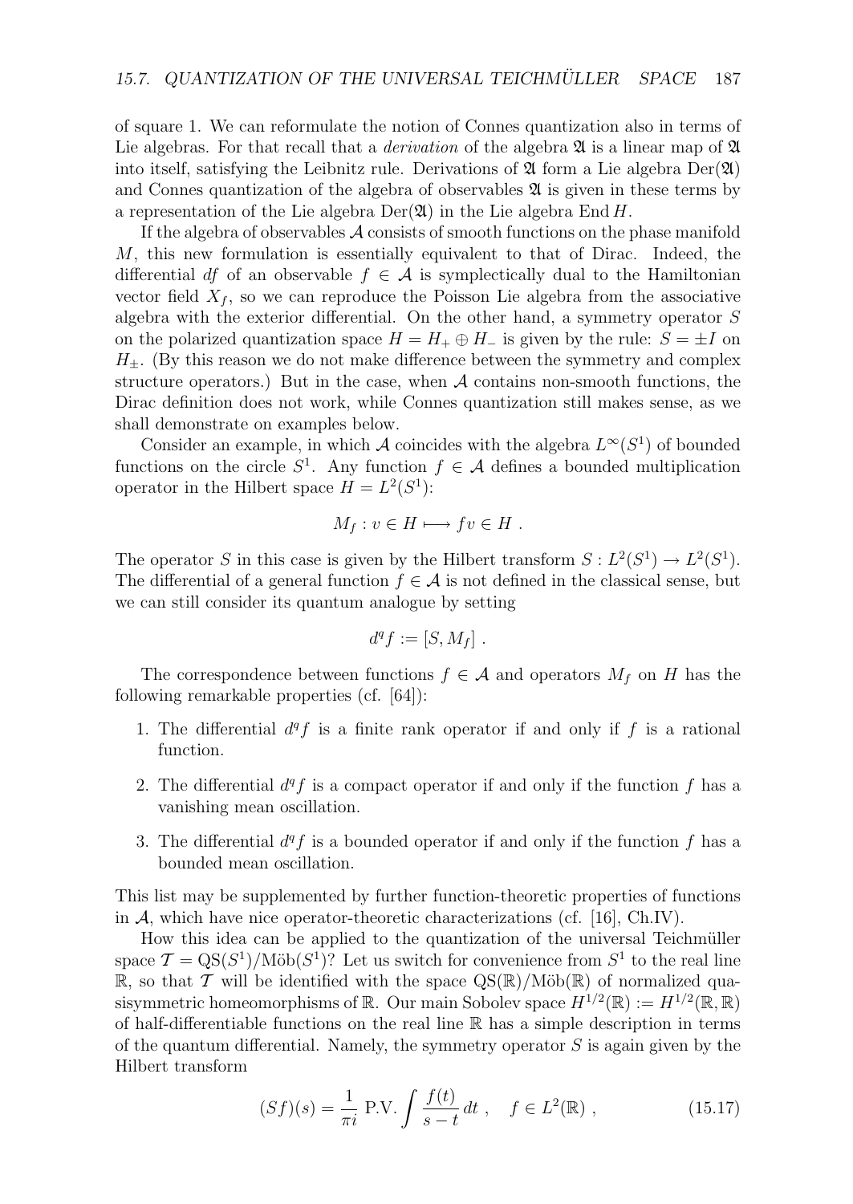of square 1. We can reformulate the notion of Connes quantization also in terms of Lie algebras. For that recall that a *derivation* of the algebra $\mathfrak{A}$ is a linear map of $\mathfrak{A}$ into itself, satisfying the Leibnitz rule. Derivations of $\mathfrak{A}$ form a Lie algebra $\mathrm{Der}(\mathfrak{A})$ and Connes quantization of the algebra of observables $\mathfrak{A}$ is given in these terms by a representation of the Lie algebra $\mathrm{Der}(\mathfrak{A})$ in the Lie algebra $\mathrm{End}\, H$.

If the algebra of observables $\mathcal{A}$ consists of smooth functions on the phase manifold $M$, this new formulation is essentially equivalent to that of Dirac. Indeed, the differential $df$ of an observable $f \in \mathcal{A}$ is symplectically dual to the Hamiltonian vector field $X_f$, so we can reproduce the Poisson Lie algebra from the associative algebra with the exterior differential. On the other hand, a symmetry operator $S$ on the polarized quantization space $H = H_+ \oplus H_-$ is given by the rule: $S = \pm I$ on $H_\pm$. (By this reason we do not make difference between the symmetry and complex structure operators.) But in the case, when $\mathcal{A}$ contains non-smooth functions, the Dirac definition does not work, while Connes quantization still makes sense, as we shall demonstrate on examples below.

Consider an example, in which $\mathcal{A}$ coincides with the algebra $L^\infty(S^1)$ of bounded functions on the circle $S^1$. Any function $f \in \mathcal{A}$ defines a bounded multiplication operator in the Hilbert space $H = L^2(S^1)$:

$$M_f : v \in H \longmapsto fv \in H \ .$$

The operator $S$ in this case is given by the Hilbert transform $S : L^2(S^1) \to L^2(S^1)$. The differential of a general function $f \in \mathcal{A}$ is not defined in the classical sense, but we can still consider its quantum analogue by setting

$$d^q f := [S, M_f] \ .$$

The correspondence between functions $f \in \mathcal{A}$ and operators $M_f$ on $H$ has the following remarkable properties (cf. [64]):

1. The differential $d^q f$ is a finite rank operator if and only if $f$ is a rational function.
2. The differential $d^q f$ is a compact operator if and only if the function $f$ has a vanishing mean oscillation.
3. The differential $d^q f$ is a bounded operator if and only if the function $f$ has a bounded mean oscillation.

This list may be supplemented by further function-theoretic properties of functions in $\mathcal{A}$, which have nice operator-theoretic characterizations (cf. [16], Ch.IV).

How this idea can be applied to the quantization of the universal Teichmüller space $\mathcal{T} = \mathrm{QS}(S^1)/\mathrm{Möb}(S^1)$? Let us switch for convenience from $S^1$ to the real line $\mathbb{R}$, so that $\mathcal{T}$ will be identified with the space $\mathrm{QS}(\mathbb{R})/\mathrm{Möb}(\mathbb{R})$ of normalized quasisymmetric homeomorphisms of $\mathbb{R}$. Our main Sobolev space $H^{1/2}(\mathbb{R}) := H^{1/2}(\mathbb{R}, \mathbb{R})$ of half-differentiable functions on the real line $\mathbb{R}$ has a simple description in terms of the quantum differential. Namely, the symmetry operator $S$ is again given by the Hilbert transform

$$(Sf)(s) = \frac{1}{\pi i} \ \mathrm{P.V.} \int \frac{f(t)}{s-t}\, dt \ , \quad f \in L^2(\mathbb{R}) \ , \tag{15.17}$$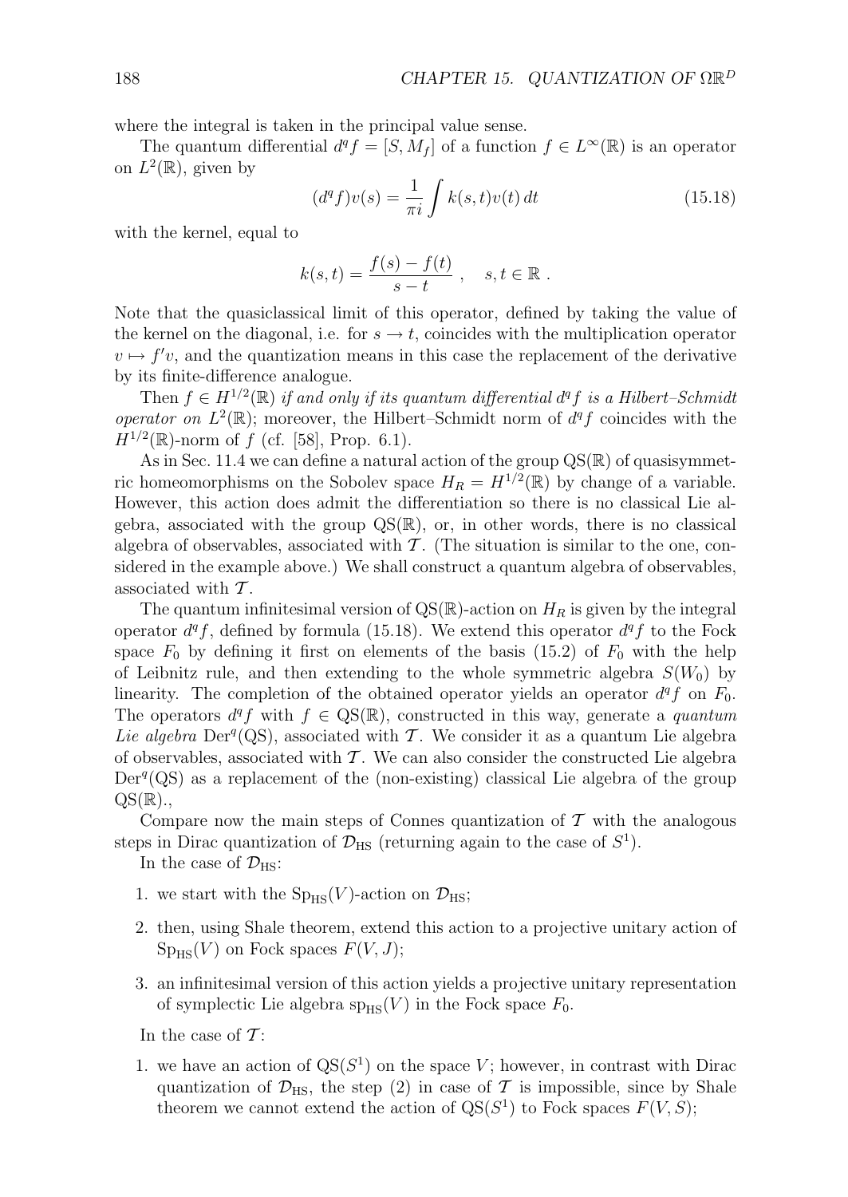where the integral is taken in the principal value sense.

The quantum differential $d^q f = [S, M_f]$ of a function $f \in L^\infty(\mathbb{R})$ is an operator on $L^2(\mathbb{R})$, given by

$$(d^q f)v(s) = \frac{1}{\pi i} \int k(s,t) v(t)\, dt \tag{15.18}$$

with the kernel, equal to

$$k(s,t) = \frac{f(s) - f(t)}{s - t}\ , \quad s, t \in \mathbb{R}\ .$$

Note that the quasiclassical limit of this operator, defined by taking the value of the kernel on the diagonal, i.e. for $s \to t$, coincides with the multiplication operator $v \mapsto f'v$, and the quantization means in this case the replacement of the derivative by its finite-difference analogue.

Then $f \in H^{1/2}(\mathbb{R})$ *if and only if its quantum differential $d^q f$ is a Hilbert–Schmidt operator on* $L^2(\mathbb{R})$; moreover, the Hilbert–Schmidt norm of $d^q f$ coincides with the $H^{1/2}(\mathbb{R})$-norm of $f$ (cf. [58], Prop. 6.1).

As in Sec. 11.4 we can define a natural action of the group $\mathrm{QS}(\mathbb{R})$ of quasisymmetric homeomorphisms on the Sobolev space $H_R = H^{1/2}(\mathbb{R})$ by change of a variable. However, this action does admit the differentiation so there is no classical Lie algebra, associated with the group $\mathrm{QS}(\mathbb{R})$, or, in other words, there is no classical algebra of observables, associated with $\mathcal{T}$. (The situation is similar to the one, considered in the example above.) We shall construct a quantum algebra of observables, associated with $\mathcal{T}$.

The quantum infinitesimal version of $\mathrm{QS}(\mathbb{R})$-action on $H_R$ is given by the integral operator $d^q f$, defined by formula (15.18). We extend this operator $d^q f$ to the Fock space $F_0$ by defining it first on elements of the basis (15.2) of $F_0$ with the help of Leibnitz rule, and then extending to the whole symmetric algebra $S(W_0)$ by linearity. The completion of the obtained operator yields an operator $d^q f$ on $F_0$. The operators $d^q f$ with $f \in \mathrm{QS}(\mathbb{R})$, constructed in this way, generate a *quantum Lie algebra* $\mathrm{Der}^q(\mathrm{QS})$, associated with $\mathcal{T}$. We consider it as a quantum Lie algebra of observables, associated with $\mathcal{T}$. We can also consider the constructed Lie algebra $\mathrm{Der}^q(\mathrm{QS})$ as a replacement of the (non-existing) classical Lie algebra of the group $\mathrm{QS}(\mathbb{R})$.,

Compare now the main steps of Connes quantization of $\mathcal{T}$ with the analogous steps in Dirac quantization of $\mathcal{D}_{\mathrm{HS}}$ (returning again to the case of $S^1$).

In the case of $\mathcal{D}_{\mathrm{HS}}$:

1. we start with the $\mathrm{Sp}_{\mathrm{HS}}(V)$-action on $\mathcal{D}_{\mathrm{HS}}$;
2. then, using Shale theorem, extend this action to a projective unitary action of $\mathrm{Sp}_{\mathrm{HS}}(V)$ on Fock spaces $F(V, J)$;
3. an infinitesimal version of this action yields a projective unitary representation of symplectic Lie algebra $\mathrm{sp}_{\mathrm{HS}}(V)$ in the Fock space $F_0$.

In the case of $\mathcal{T}$:

1. we have an action of $\mathrm{QS}(S^1)$ on the space $V$; however, in contrast with Dirac quantization of $\mathcal{D}_{\mathrm{HS}}$, the step (2) in case of $\mathcal{T}$ is impossible, since by Shale theorem we cannot extend the action of $\mathrm{QS}(S^1)$ to Fock spaces $F(V, S)$;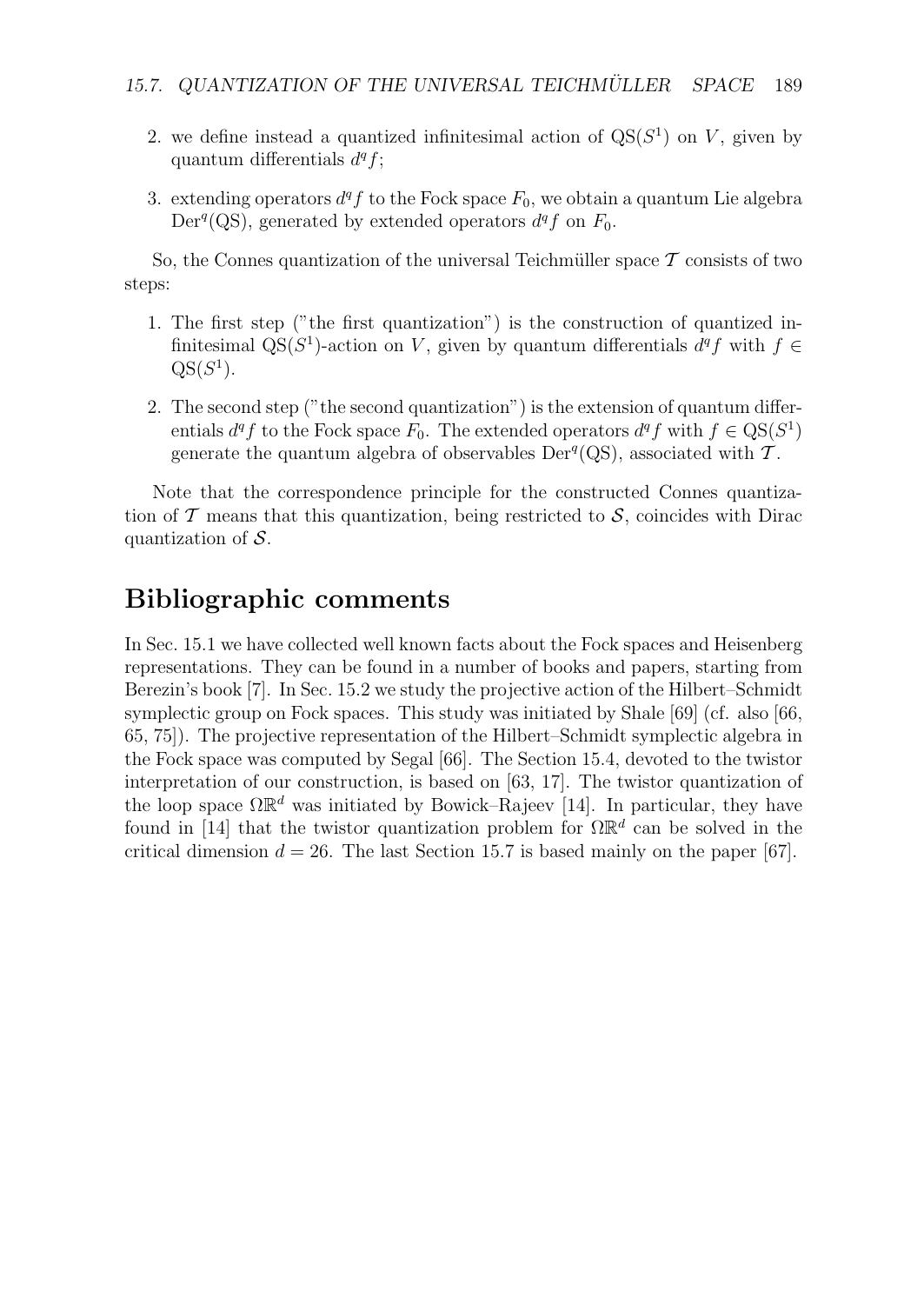2. we define instead a quantized infinitesimal action of $\mathrm{QS}(S^1)$ on $V$, given by quantum differentials $d^q f$;

3. extending operators $d^q f$ to the Fock space $F_0$, we obtain a quantum Lie algebra $\mathrm{Der}^q(\mathrm{QS})$, generated by extended operators $d^q f$ on $F_0$.

So, the Connes quantization of the universal Teichmüller space $\mathcal{T}$ consists of two steps:

1. The first step ("the first quantization") is the construction of quantized infinitesimal $\mathrm{QS}(S^1)$-action on $V$, given by quantum differentials $d^q f$ with $f \in \mathrm{QS}(S^1)$.

2. The second step ("the second quantization") is the extension of quantum differentials $d^q f$ to the Fock space $F_0$. The extended operators $d^q f$ with $f \in \mathrm{QS}(S^1)$ generate the quantum algebra of observables $\mathrm{Der}^q(\mathrm{QS})$, associated with $\mathcal{T}$.

Note that the correspondence principle for the constructed Connes quantization of $\mathcal{T}$ means that this quantization, being restricted to $\mathcal{S}$, coincides with Dirac quantization of $\mathcal{S}$.

# Bibliographic comments

In Sec. 15.1 we have collected well known facts about the Fock spaces and Heisenberg representations. They can be found in a number of books and papers, starting from Berezin's book [7]. In Sec. 15.2 we study the projective action of the Hilbert–Schmidt symplectic group on Fock spaces. This study was initiated by Shale [69] (cf. also [66, 65, 75]). The projective representation of the Hilbert–Schmidt symplectic algebra in the Fock space was computed by Segal [66]. The Section 15.4, devoted to the twistor interpretation of our construction, is based on [63, 17]. The twistor quantization of the loop space $\Omega\mathbb{R}^d$ was initiated by Bowick–Rajeev [14]. In particular, they have found in [14] that the twistor quantization problem for $\Omega\mathbb{R}^d$ can be solved in the critical dimension $d = 26$. The last Section 15.7 is based mainly on the paper [67].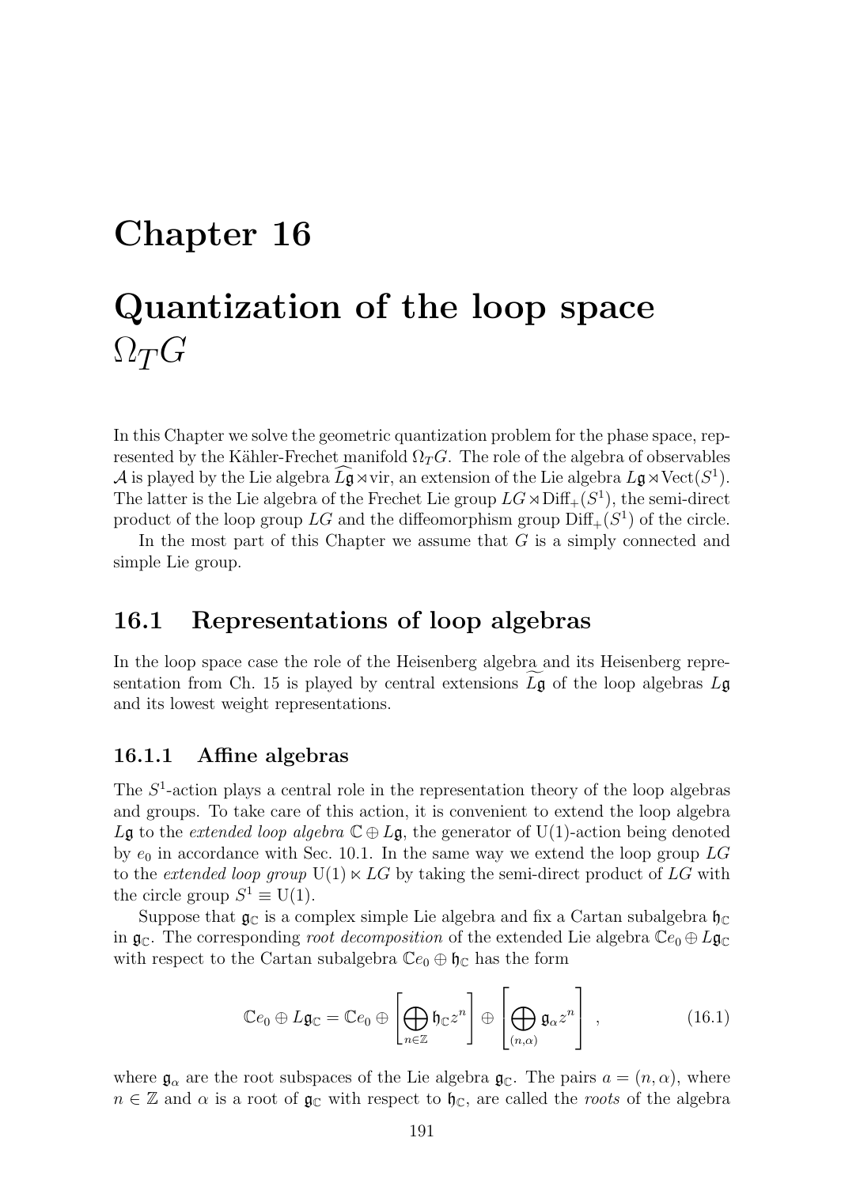# Chapter 16

# Quantization of the loop space $\Omega_T G$

In this Chapter we solve the geometric quantization problem for the phase space, represented by the Kähler-Frechet manifold $\Omega_T G$. The role of the algebra of observables $\mathcal{A}$ is played by the Lie algebra $\widehat{L\mathfrak{g}} \rtimes \mathrm{vir}$, an extension of the Lie algebra $L\mathfrak{g} \rtimes \mathrm{Vect}(S^1)$. The latter is the Lie algebra of the Frechet Lie group $LG \rtimes \mathrm{Diff}_+(S^1)$, the semi-direct product of the loop group $LG$ and the diffeomorphism group $\mathrm{Diff}_+(S^1)$ of the circle.

In the most part of this Chapter we assume that $G$ is a simply connected and simple Lie group.

## 16.1 Representations of loop algebras

In the loop space case the role of the Heisenberg algebra and its Heisenberg representation from Ch. 15 is played by central extensions $\widetilde{L\mathfrak{g}}$ of the loop algebras $L\mathfrak{g}$ and its lowest weight representations.

### 16.1.1 Affine algebras

The $S^1$-action plays a central role in the representation theory of the loop algebras and groups. To take care of this action, it is convenient to extend the loop algebra $L\mathfrak{g}$ to the *extended loop algebra* $\mathbb{C} \oplus L\mathfrak{g}$, the generator of $\mathrm{U}(1)$-action being denoted by $e_0$ in accordance with Sec. 10.1. In the same way we extend the loop group $LG$ to the *extended loop group* $\mathrm{U}(1) \ltimes LG$ by taking the semi-direct product of $LG$ with the circle group $S^1 \equiv \mathrm{U}(1)$.

Suppose that $\mathfrak{g}_{\mathbb{C}}$ is a complex simple Lie algebra and fix a Cartan subalgebra $\mathfrak{h}_{\mathbb{C}}$ in $\mathfrak{g}_{\mathbb{C}}$. The corresponding *root decomposition* of the extended Lie algebra $\mathbb{C}e_0 \oplus L\mathfrak{g}_{\mathbb{C}}$ with respect to the Cartan subalgebra $\mathbb{C}e_0 \oplus \mathfrak{h}_{\mathbb{C}}$ has the form

$$\mathbb{C}e_0 \oplus L\mathfrak{g}_{\mathbb{C}} = \mathbb{C}e_0 \oplus \left[\bigoplus_{n\in\mathbb{Z}} \mathfrak{h}_{\mathbb{C}} z^n\right] \oplus \left[\bigoplus_{(n,\alpha)} \mathfrak{g}_{\alpha} z^n\right] \ , \tag{16.1}$$

where $\mathfrak{g}_{\alpha}$ are the root subspaces of the Lie algebra $\mathfrak{g}_{\mathbb{C}}$. The pairs $a = (n, \alpha)$, where $n \in \mathbb{Z}$ and $\alpha$ is a root of $\mathfrak{g}_{\mathbb{C}}$ with respect to $\mathfrak{h}_{\mathbb{C}}$, are called the *roots* of the algebra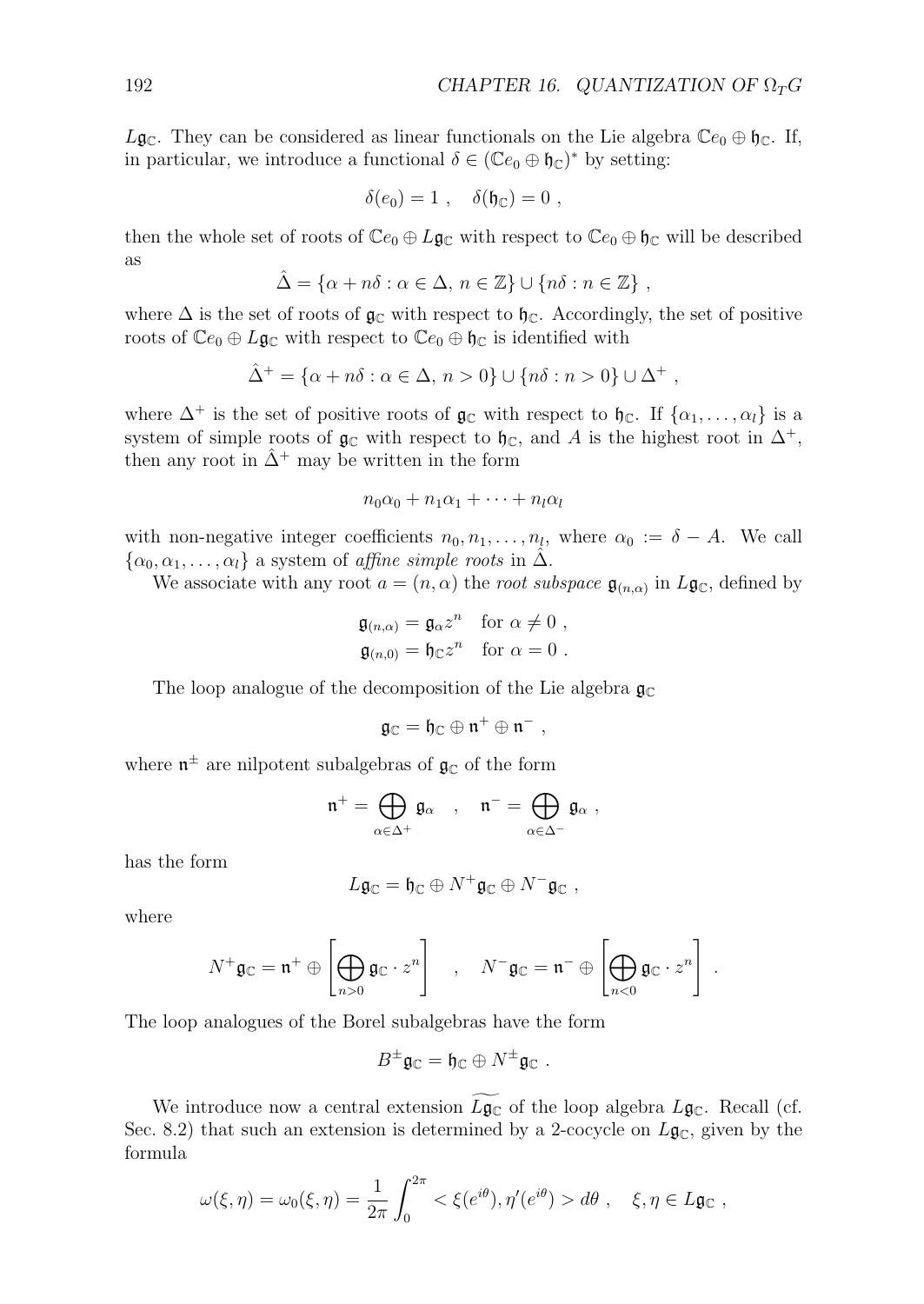$L\mathfrak{g}_{\mathbb{C}}$. They can be considered as linear functionals on the Lie algebra $\mathbb{C}e_0 \oplus \mathfrak{h}_{\mathbb{C}}$. If, in particular, we introduce a functional $\delta \in (\mathbb{C}e_0 \oplus \mathfrak{h}_{\mathbb{C}})^*$ by setting:

$$\delta(e_0) = 1 \ , \quad \delta(\mathfrak{h}_{\mathbb{C}}) = 0 \ ,$$

then the whole set of roots of $\mathbb{C}e_0 \oplus L\mathfrak{g}_{\mathbb{C}}$ with respect to $\mathbb{C}e_0 \oplus \mathfrak{h}_{\mathbb{C}}$ will be described as

$$\hat{\Delta} = \{\alpha + n\delta : \alpha \in \Delta,\, n \in \mathbb{Z}\} \cup \{n\delta : n \in \mathbb{Z}\} \ ,$$

where $\Delta$ is the set of roots of $\mathfrak{g}_{\mathbb{C}}$ with respect to $\mathfrak{h}_{\mathbb{C}}$. Accordingly, the set of positive roots of $\mathbb{C}e_0 \oplus L\mathfrak{g}_{\mathbb{C}}$ with respect to $\mathbb{C}e_0 \oplus \mathfrak{h}_{\mathbb{C}}$ is identified with

$$\hat{\Delta}^+ = \{\alpha + n\delta : \alpha \in \Delta,\, n > 0\} \cup \{n\delta : n > 0\} \cup \Delta^+ \ ,$$

where $\Delta^+$ is the set of positive roots of $\mathfrak{g}_{\mathbb{C}}$ with respect to $\mathfrak{h}_{\mathbb{C}}$. If $\{\alpha_1, \ldots, \alpha_l\}$ is a system of simple roots of $\mathfrak{g}_{\mathbb{C}}$ with respect to $\mathfrak{h}_{\mathbb{C}}$, and $A$ is the highest root in $\Delta^+$, then any root in $\hat{\Delta}^+$ may be written in the form

$$n_0\alpha_0 + n_1\alpha_1 + \cdots + n_l\alpha_l$$

with non-negative integer coefficients $n_0, n_1, \ldots, n_l$, where $\alpha_0 := \delta - A$. We call $\{\alpha_0, \alpha_1, \ldots, \alpha_l\}$ a system of *affine simple roots* in $\hat{\Delta}$.

We associate with any root $a = (n, \alpha)$ the *root subspace* $\mathfrak{g}_{(n,\alpha)}$ in $L\mathfrak{g}_{\mathbb{C}}$, defined by

$$\mathfrak{g}_{(n,\alpha)} = \mathfrak{g}_\alpha z^n \quad \text{for } \alpha \neq 0 \ ,$$
$$\mathfrak{g}_{(n,0)} = \mathfrak{h}_{\mathbb{C}} z^n \quad \text{for } \alpha = 0 \ .$$

The loop analogue of the decomposition of the Lie algebra $\mathfrak{g}_{\mathbb{C}}$

$$\mathfrak{g}_{\mathbb{C}} = \mathfrak{h}_{\mathbb{C}} \oplus \mathfrak{n}^+ \oplus \mathfrak{n}^- \ ,$$

where $\mathfrak{n}^{\pm}$ are nilpotent subalgebras of $\mathfrak{g}_{\mathbb{C}}$ of the form

$$\mathfrak{n}^+ = \bigoplus_{\alpha \in \Delta^+} \mathfrak{g}_\alpha \quad , \quad \mathfrak{n}^- = \bigoplus_{\alpha \in \Delta^-} \mathfrak{g}_\alpha \ ,$$

has the form

$$L\mathfrak{g}_{\mathbb{C}} = \mathfrak{h}_{\mathbb{C}} \oplus N^+\mathfrak{g}_{\mathbb{C}} \oplus N^-\mathfrak{g}_{\mathbb{C}} \ ,$$

where

$$N^+\mathfrak{g}_{\mathbb{C}} = \mathfrak{n}^+ \oplus \left[\bigoplus_{n>0} \mathfrak{g}_{\mathbb{C}} \cdot z^n\right] \quad , \quad N^-\mathfrak{g}_{\mathbb{C}} = \mathfrak{n}^- \oplus \left[\bigoplus_{n<0} \mathfrak{g}_{\mathbb{C}} \cdot z^n\right] \ .$$

The loop analogues of the Borel subalgebras have the form

$$B^{\pm}\mathfrak{g}_{\mathbb{C}} = \mathfrak{h}_{\mathbb{C}} \oplus N^{\pm}\mathfrak{g}_{\mathbb{C}} \ .$$

We introduce now a central extension $\widetilde{L\mathfrak{g}_{\mathbb{C}}}$ of the loop algebra $L\mathfrak{g}_{\mathbb{C}}$. Recall (cf. Sec. 8.2) that such an extension is determined by a 2-cocycle on $L\mathfrak{g}_{\mathbb{C}}$, given by the formula

$$\omega(\xi, \eta) = \omega_0(\xi, \eta) = \frac{1}{2\pi} \int_0^{2\pi} < \xi(e^{i\theta}), \eta'(e^{i\theta}) > d\theta \ , \quad \xi, \eta \in L\mathfrak{g}_{\mathbb{C}} \ ,$$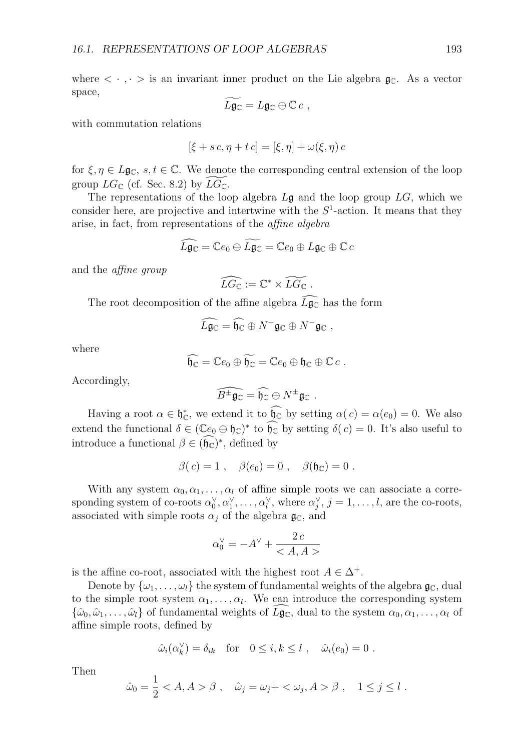where $< \cdot , \cdot >$ is an invariant inner product on the Lie algebra $\mathfrak{g}_{\mathbb{C}}$. As a vector space,

$$\widetilde{L\mathfrak{g}_{\mathbb{C}}} = L\mathfrak{g}_{\mathbb{C}} \oplus \mathbb{C}\, c \ ,$$

with commutation relations

$$[\xi + s\, c, \eta + t\, c] = [\xi, \eta] + \omega(\xi, \eta)\, c$$

for $\xi, \eta \in L\mathfrak{g}_{\mathbb{C}}$, $s, t \in \mathbb{C}$. We denote the corresponding central extension of the loop group $LG_{\mathbb{C}}$ (cf. Sec. 8.2) by $\widetilde{LG_{\mathbb{C}}}$.

The representations of the loop algebra $L\mathfrak{g}$ and the loop group $LG$, which we consider here, are projective and intertwine with the $S^1$-action. It means that they arise, in fact, from representations of the *affine algebra*

$$\widehat{L\mathfrak{g}_{\mathbb{C}}} = \mathbb{C}e_0 \oplus \widetilde{L\mathfrak{g}_{\mathbb{C}}} = \mathbb{C}e_0 \oplus L\mathfrak{g}_{\mathbb{C}} \oplus \mathbb{C}\, c$$

and the *affine group*

$$\widehat{LG_{\mathbb{C}}} := \mathbb{C}^* \ltimes \widetilde{LG_{\mathbb{C}}} \ .$$

The root decomposition of the affine algebra $\widehat{L\mathfrak{g}_{\mathbb{C}}}$ has the form

$$\widehat{L\mathfrak{g}_{\mathbb{C}}} = \widehat{\mathfrak{h}_{\mathbb{C}}} \oplus N^+\mathfrak{g}_{\mathbb{C}} \oplus N^-\mathfrak{g}_{\mathbb{C}} \ ,$$

where

$$\widehat{\mathfrak{h}_{\mathbb{C}}} = \mathbb{C}e_0 \oplus \widetilde{\mathfrak{h}_{\mathbb{C}}} = \mathbb{C}e_0 \oplus \mathfrak{h}_{\mathbb{C}} \oplus \mathbb{C}\, c \ .$$

Accordingly,

$$\widehat{B^{\pm}\mathfrak{g}_{\mathbb{C}}} = \widehat{\mathfrak{h}_{\mathbb{C}}} \oplus N^{\pm}\mathfrak{g}_{\mathbb{C}} \ .$$

Having a root $\alpha \in \mathfrak{h}_{\mathbb{C}}^*$, we extend it to $\widehat{\mathfrak{h}_{\mathbb{C}}}$ by setting $\alpha(\,c) = \alpha(e_0) = 0$. We also extend the functional $\delta \in (\mathbb{C}e_0 \oplus \mathfrak{h}_{\mathbb{C}})^*$ to $\widehat{\mathfrak{h}_{\mathbb{C}}}$ by setting $\delta(\,c) = 0$. It's also useful to introduce a functional $\beta \in (\widehat{\mathfrak{h}_{\mathbb{C}}})^*$, defined by

$$\beta(\,c) = 1 \ , \quad \beta(e_0) = 0 \ , \quad \beta(\mathfrak{h}_{\mathbb{C}}) = 0 \ .$$

With any system $\alpha_0, \alpha_1, \ldots, \alpha_l$ of affine simple roots we can associate a corresponding system of co-roots $\alpha_0^\vee, \alpha_1^\vee, \ldots, \alpha_l^\vee$, where $\alpha_j^\vee$, $j = 1, \ldots, l$, are the co-roots, associated with simple roots $\alpha_j$ of the algebra $\mathfrak{g}_{\mathbb{C}}$, and

$$\alpha_0^\vee = -A^\vee + \frac{2\, c}{< A, A >}$$

is the affine co-root, associated with the highest root $A \in \Delta^+$.

Denote by $\{\omega_1, \ldots, \omega_l\}$ the system of fundamental weights of the algebra $\mathfrak{g}_{\mathbb{C}}$, dual to the simple root system $\alpha_1, \ldots, \alpha_l$. We can introduce the corresponding system $\{\hat{\omega}_0, \hat{\omega}_1, \ldots, \hat{\omega}_l\}$ of fundamental weights of $\widehat{L\mathfrak{g}_{\mathbb{C}}}$, dual to the system $\alpha_0, \alpha_1, \ldots, \alpha_l$ of affine simple roots, defined by

$$\hat{\omega}_i(\alpha_k^\vee) = \delta_{ik} \quad \text{for} \quad 0 \leq i, k \leq l \ , \quad \hat{\omega}_i(e_0) = 0 \ .$$

Then

$$\hat{\omega}_0 = \frac{1}{2} < A, A > \beta \ , \quad \hat{\omega}_j = \omega_j + < \omega_j, A > \beta \ , \quad 1 \leq j \leq l \ .$$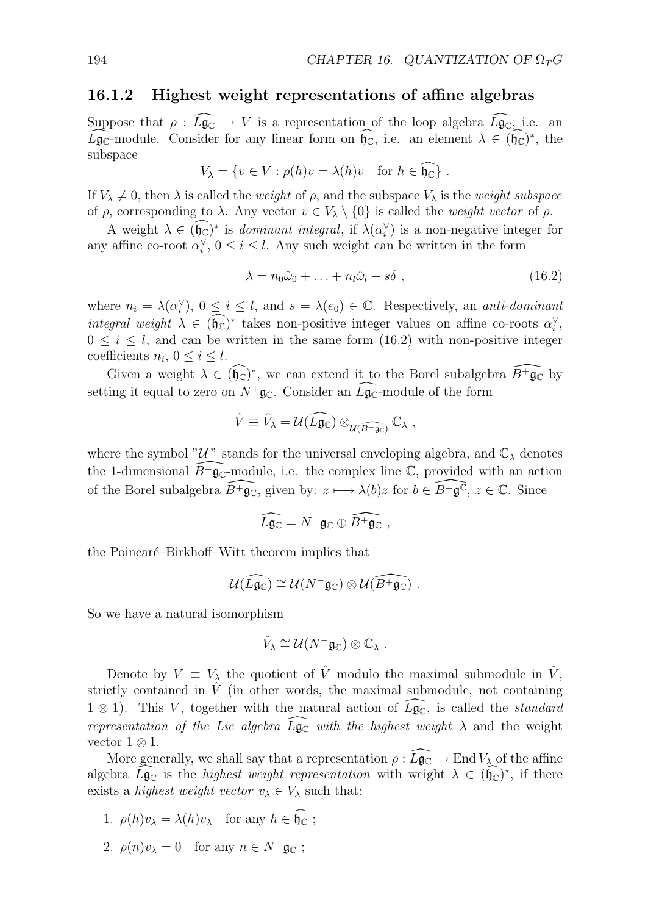### 16.1.2 Highest weight representations of affine algebras

Suppose that $\rho : \widehat{L\mathfrak{g}_\mathbb{C}} \to V$ is a representation of the loop algebra $\widehat{L\mathfrak{g}_\mathbb{C}}$, i.e. an $\widehat{L\mathfrak{g}_\mathbb{C}}$-module. Consider for any linear form on $\widehat{\mathfrak{h}_\mathbb{C}}$, i.e. an element $\lambda \in (\widehat{\mathfrak{h}_\mathbb{C}})^*$, the subspace

$$V_\lambda = \{v \in V : \rho(h)v = \lambda(h)v \quad \text{for } h \in \widehat{\mathfrak{h}_\mathbb{C}}\} .$$

If $V_\lambda \neq 0$, then $\lambda$ is called the *weight* of $\rho$, and the subspace $V_\lambda$ is the *weight subspace* of $\rho$, corresponding to $\lambda$. Any vector $v \in V_\lambda \setminus \{0\}$ is called the *weight vector* of $\rho$.

A weight $\lambda \in (\widehat{\mathfrak{h}_\mathbb{C}})^*$ is *dominant integral*, if $\lambda(\alpha_i^\vee)$ is a non-negative integer for any affine co-root $\alpha_i^\vee$, $0 \le i \le l$. Any such weight can be written in the form

$$\lambda = n_0\hat{\omega}_0 + \ldots + n_l\hat{\omega}_l + s\delta \ , \tag{16.2}$$

where $n_i = \lambda(\alpha_i^\vee)$, $0 \le i \le l$, and $s = \lambda(e_0) \in \mathbb{C}$. Respectively, an *anti-dominant integral weight* $\lambda \in (\widehat{\mathfrak{h}_\mathbb{C}})^*$ takes non-positive integer values on affine co-roots $\alpha_i^\vee$, $0 \le i \le l$, and can be written in the same form (16.2) with non-positive integer coefficients $n_i$, $0 \le i \le l$.

Given a weight $\lambda \in (\widehat{\mathfrak{h}_\mathbb{C}})^*$, we can extend it to the Borel subalgebra $\widehat{B^+\mathfrak{g}_\mathbb{C}}$ by setting it equal to zero on $N^+\mathfrak{g}_\mathbb{C}$. Consider an $\widehat{L\mathfrak{g}_\mathbb{C}}$-module of the form

$$\hat{V} \equiv \hat{V}_\lambda = \mathcal{U}(\widehat{L\mathfrak{g}_\mathbb{C}}) \otimes_{\mathcal{U}(\widehat{B^+\mathfrak{g}_\mathbb{C}})} \mathbb{C}_\lambda \ ,$$

where the symbol "$\mathcal{U}$" stands for the universal enveloping algebra, and $\mathbb{C}_\lambda$ denotes the 1-dimensional $\widehat{B^+\mathfrak{g}_\mathbb{C}}$-module, i.e. the complex line $\mathbb{C}$, provided with an action of the Borel subalgebra $\widehat{B^+\mathfrak{g}_\mathbb{C}}$, given by: $z \longmapsto \lambda(b)z$ for $b \in \widehat{B^+\mathfrak{g}^\mathbb{C}}$, $z \in \mathbb{C}$. Since

$$\widehat{L\mathfrak{g}_\mathbb{C}} = N^-\mathfrak{g}_\mathbb{C} \oplus \widehat{B^+\mathfrak{g}_\mathbb{C}} \ ,$$

the Poincaré–Birkhoff–Witt theorem implies that

$$\mathcal{U}(\widehat{L\mathfrak{g}_\mathbb{C}}) \cong \mathcal{U}(N^-\mathfrak{g}_\mathbb{C}) \otimes \mathcal{U}(\widehat{B^+\mathfrak{g}_\mathbb{C}}) \ .$$

So we have a natural isomorphism

$$\hat{V}_\lambda \cong \mathcal{U}(N^-\mathfrak{g}_\mathbb{C}) \otimes \mathbb{C}_\lambda \ .$$

Denote by $V \equiv V_\lambda$ the quotient of $\hat{V}$ modulo the maximal submodule in $\hat{V}$, strictly contained in $\hat{V}$ (in other words, the maximal submodule, not containing $1 \otimes 1$). This $V$, together with the natural action of $\widehat{L\mathfrak{g}_\mathbb{C}}$, is called the *standard representation of the Lie algebra* $\widehat{L\mathfrak{g}_\mathbb{C}}$ *with the highest weight* $\lambda$ and the weight vector $1 \otimes 1$.

More generally, we shall say that a representation $\rho : \widehat{L\mathfrak{g}_\mathbb{C}} \to \operatorname{End} V_\lambda$ of the affine algebra $\widehat{L\mathfrak{g}_\mathbb{C}}$ is the *highest weight representation* with weight $\lambda \in (\widehat{\mathfrak{h}_\mathbb{C}})^*$, if there exists a *highest weight vector* $v_\lambda \in V_\lambda$ such that:

1. $\rho(h)v_\lambda = \lambda(h)v_\lambda \quad \text{for any } h \in \widehat{\mathfrak{h}_\mathbb{C}}$ ;
2. $\rho(n)v_\lambda = 0 \quad \text{for any } n \in N^+\mathfrak{g}_\mathbb{C}$ ;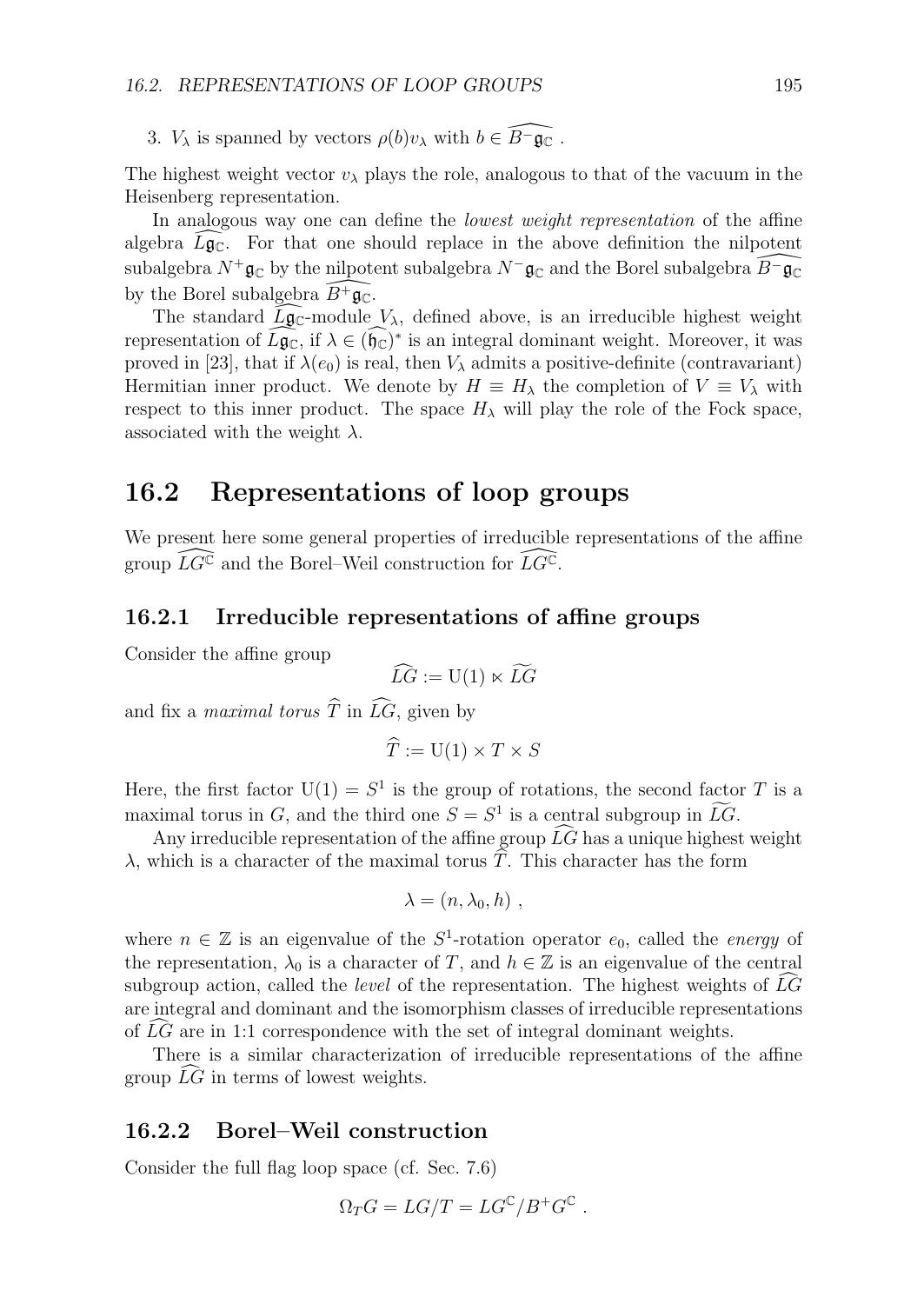3. $V_\lambda$ is spanned by vectors $\rho(b)v_\lambda$ with $b \in \widehat{B^-\mathfrak{g}_\mathbb{C}}$ .

The highest weight vector $v_\lambda$ plays the role, analogous to that of the vacuum in the Heisenberg representation.

In analogous way one can define the *lowest weight representation* of the affine algebra $\widehat{L\mathfrak{g}_\mathbb{C}}$. For that one should replace in the above definition the nilpotent subalgebra $N^+\mathfrak{g}_\mathbb{C}$ by the nilpotent subalgebra $N^-\mathfrak{g}_\mathbb{C}$ and the Borel subalgebra $\widehat{B^-\mathfrak{g}_\mathbb{C}}$ by the Borel subalgebra $\widehat{B^+\mathfrak{g}_\mathbb{C}}$.

The standard $\widehat{L\mathfrak{g}_\mathbb{C}}$-module $V_\lambda$, defined above, is an irreducible highest weight representation of $\widehat{L\mathfrak{g}_\mathbb{C}}$, if $\lambda \in (\widehat{\mathfrak{h}_\mathbb{C}})^*$ is an integral dominant weight. Moreover, it was proved in [23], that if $\lambda(e_0)$ is real, then $V_\lambda$ admits a positive-definite (contravariant) Hermitian inner product. We denote by $H \equiv H_\lambda$ the completion of $V \equiv V_\lambda$ with respect to this inner product. The space $H_\lambda$ will play the role of the Fock space, associated with the weight $\lambda$.

## 16.2 Representations of loop groups

We present here some general properties of irreducible representations of the affine group $\widehat{LG^\mathbb{C}}$ and the Borel–Weil construction for $\widehat{LG^\mathbb{C}}$.

### 16.2.1 Irreducible representations of affine groups

Consider the affine group

$$\widehat{LG} := \mathrm{U}(1) \ltimes \widetilde{LG}$$

and fix a *maximal torus* $\widehat{T}$ in $\widehat{LG}$, given by

$$\widehat{T} := \mathrm{U}(1) \times T \times S$$

Here, the first factor $\mathrm{U}(1) = S^1$ is the group of rotations, the second factor $T$ is a maximal torus in $G$, and the third one $S = S^1$ is a central subgroup in $\widetilde{LG}$.

Any irreducible representation of the affine group $\widehat{LG}$ has a unique highest weight $\lambda$, which is a character of the maximal torus $\widehat{T}$. This character has the form

$$\lambda = (n, \lambda_0, h) \ ,$$

where $n \in \mathbb{Z}$ is an eigenvalue of the $S^1$-rotation operator $e_0$, called the *energy* of the representation, $\lambda_0$ is a character of $T$, and $h \in \mathbb{Z}$ is an eigenvalue of the central subgroup action, called the *level* of the representation. The highest weights of $\widehat{LG}$ are integral and dominant and the isomorphism classes of irreducible representations of $\widehat{LG}$ are in 1:1 correspondence with the set of integral dominant weights.

There is a similar characterization of irreducible representations of the affine group $\widehat{LG}$ in terms of lowest weights.

### 16.2.2 Borel–Weil construction

Consider the full flag loop space (cf. Sec. 7.6)

$$\Omega_T G = LG/T = LG^\mathbb{C}/B^+G^\mathbb{C} \ .$$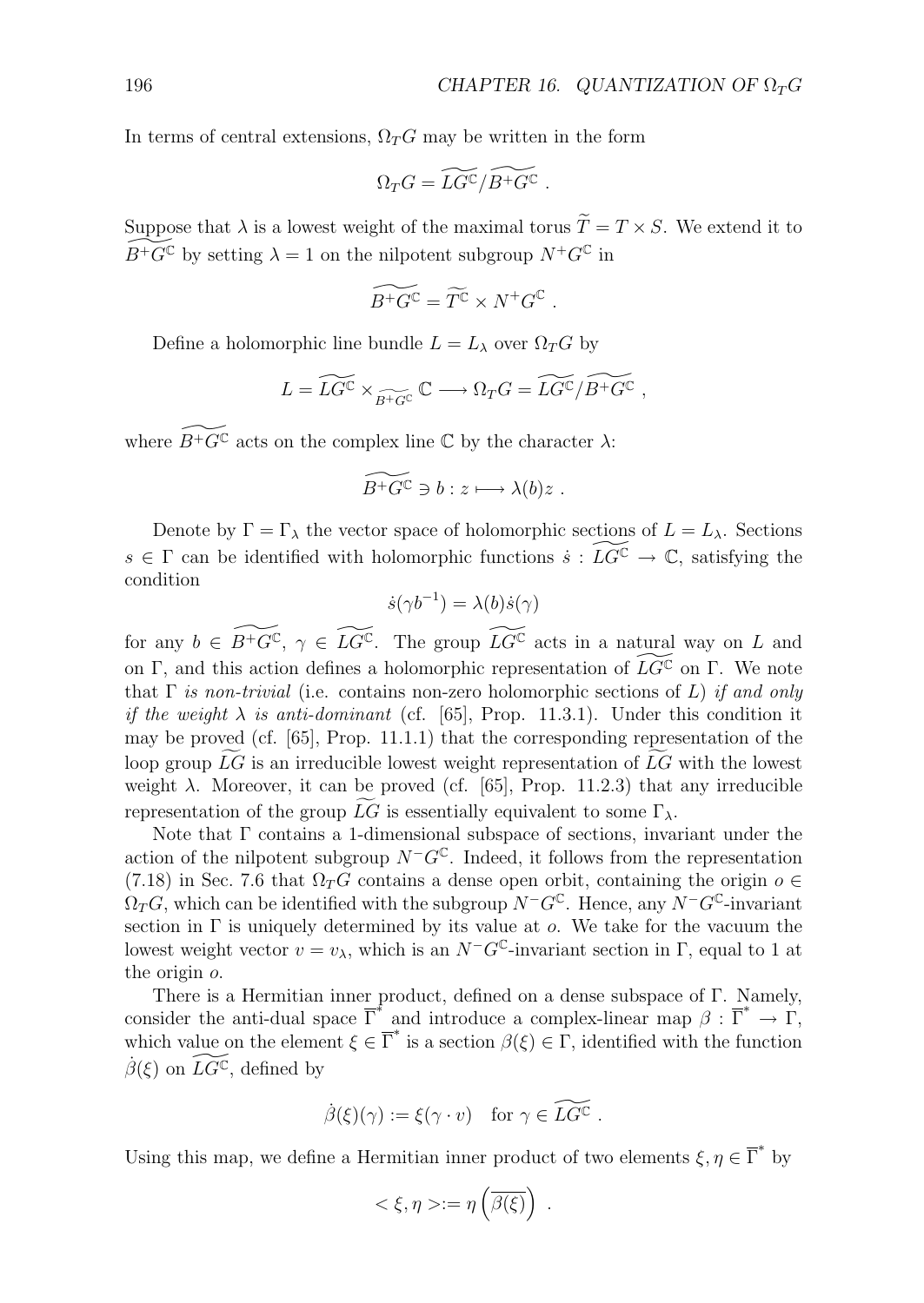In terms of central extensions, $\Omega_T G$ may be written in the form

$$\Omega_T G = \widetilde{LG^{\mathbb{C}}}/\widetilde{B^+G^{\mathbb{C}}} \ .$$

Suppose that $\lambda$ is a lowest weight of the maximal torus $\widetilde{T} = T \times S$. We extend it to $\widetilde{B^+G^{\mathbb{C}}}$ by setting $\lambda = 1$ on the nilpotent subgroup $N^+G^{\mathbb{C}}$ in

$$\widetilde{B^+G^{\mathbb{C}}} = \widetilde{T^{\mathbb{C}}} \times N^+G^{\mathbb{C}} \ .$$

Define a holomorphic line bundle $L = L_\lambda$ over $\Omega_T G$ by

$$L = \widetilde{LG^{\mathbb{C}}} \times_{\widetilde{B^+G^{\mathbb{C}}}} \mathbb{C} \longrightarrow \Omega_T G = \widetilde{LG^{\mathbb{C}}}/\widetilde{B^+G^{\mathbb{C}}} \ ,$$

where $\widetilde{B^+G^{\mathbb{C}}}$ acts on the complex line $\mathbb{C}$ by the character $\lambda$:

$$\widetilde{B^+G^{\mathbb{C}}} \ni b : z \longmapsto \lambda(b)z \ .$$

Denote by $\Gamma = \Gamma_\lambda$ the vector space of holomorphic sections of $L = L_\lambda$. Sections $s \in \Gamma$ can be identified with holomorphic functions $\dot{s} : \widetilde{LG^{\mathbb{C}}} \to \mathbb{C}$, satisfying the condition

$$\dot{s}(\gamma b^{-1}) = \lambda(b)\dot{s}(\gamma)$$

for any $b \in \widetilde{B^+G^{\mathbb{C}}}$, $\gamma \in \widetilde{LG^{\mathbb{C}}}$. The group $\widetilde{LG^{\mathbb{C}}}$ acts in a natural way on $L$ and on $\Gamma$, and this action defines a holomorphic representation of $\widetilde{LG^{\mathbb{C}}}$ on $\Gamma$. We note that $\Gamma$ *is non-trivial* (i.e. contains non-zero holomorphic sections of $L$) *if and only if the weight $\lambda$ is anti-dominant* (cf. [65], Prop. 11.3.1). Under this condition it may be proved (cf. [65], Prop. 11.1.1) that the corresponding representation of the loop group $\widetilde{LG}$ is an irreducible lowest weight representation of $\widetilde{LG}$ with the lowest weight $\lambda$. Moreover, it can be proved (cf. [65], Prop. 11.2.3) that any irreducible representation of the group $\widetilde{LG}$ is essentially equivalent to some $\Gamma_\lambda$.

Note that $\Gamma$ contains a 1-dimensional subspace of sections, invariant under the action of the nilpotent subgroup $N^-G^{\mathbb{C}}$. Indeed, it follows from the representation (7.18) in Sec. 7.6 that $\Omega_T G$ contains a dense open orbit, containing the origin $o \in \Omega_T G$, which can be identified with the subgroup $N^-G^{\mathbb{C}}$. Hence, any $N^-G^{\mathbb{C}}$-invariant section in $\Gamma$ is uniquely determined by its value at $o$. We take for the vacuum the lowest weight vector $v = v_\lambda$, which is an $N^-G^{\mathbb{C}}$-invariant section in $\Gamma$, equal to 1 at the origin $o$.

There is a Hermitian inner product, defined on a dense subspace of $\Gamma$. Namely, consider the anti-dual space $\overline{\Gamma}^*$ and introduce a complex-linear map $\beta : \overline{\Gamma}^* \to \Gamma$, which value on the element $\xi \in \overline{\Gamma}^*$ is a section $\beta(\xi) \in \Gamma$, identified with the function $\dot{\beta}(\xi)$ on $\widetilde{LG^{\mathbb{C}}}$, defined by

$$\dot{\beta}(\xi)(\gamma) := \xi(\gamma \cdot v) \quad \text{for } \gamma \in \widetilde{LG^{\mathbb{C}}} \ .$$

Using this map, we define a Hermitian inner product of two elements $\xi, \eta \in \overline{\Gamma}^*$ by

$$< \xi, \eta > := \eta\left(\overline{\beta(\xi)}\right) \ .$$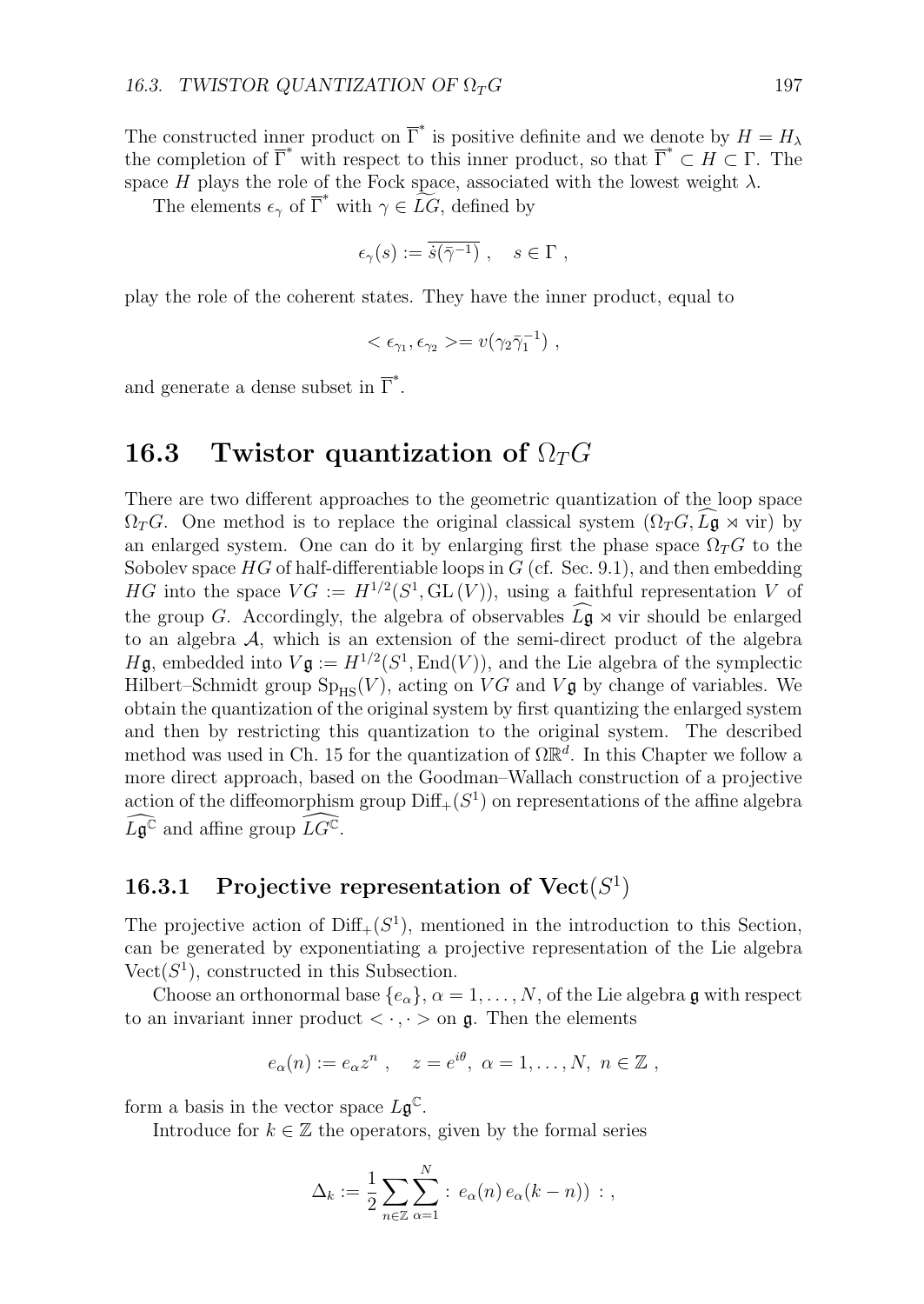The constructed inner product on $\overline{\Gamma}^*$ is positive definite and we denote by $H = H_\lambda$ the completion of $\overline{\Gamma}^*$ with respect to this inner product, so that $\overline{\Gamma}^* \subset H \subset \Gamma$. The space $H$ plays the role of the Fock space, associated with the lowest weight $\lambda$.

The elements $\epsilon_\gamma$ of $\overline{\Gamma}^*$ with $\gamma \in \widetilde{LG}$, defined by

$$\epsilon_\gamma(s) := \overline{\dot{s}(\bar{\gamma}^{-1})} \ , \quad s \in \Gamma \ ,$$

play the role of the coherent states. They have the inner product, equal to

$$< \epsilon_{\gamma_1}, \epsilon_{\gamma_2} >= v(\gamma_2 \bar{\gamma}_1^{-1}) \ ,$$

and generate a dense subset in $\overline{\Gamma}^*$.

## 16.3 Twistor quantization of $\Omega_T G$

There are two different approaches to the geometric quantization of the loop space $\Omega_T G$. One method is to replace the original classical system $(\Omega_T G, \widehat{L\mathfrak{g}} \rtimes \mathrm{vir})$ by an enlarged system. One can do it by enlarging first the phase space $\Omega_T G$ to the Sobolev space $HG$ of half-differentiable loops in $G$ (cf. Sec. 9.1), and then embedding $HG$ into the space $VG := H^{1/2}(S^1, \mathrm{GL}\,(V))$, using a faithful representation $V$ of the group $G$. Accordingly, the algebra of observables $\widehat{L\mathfrak{g}} \rtimes \mathrm{vir}$ should be enlarged to an algebra $\mathcal{A}$, which is an extension of the semi-direct product of the algebra $H\mathfrak{g}$, embedded into $V\mathfrak{g} := H^{1/2}(S^1, \mathrm{End}(V))$, and the Lie algebra of the symplectic Hilbert–Schmidt group $\mathrm{Sp}_{\mathrm{HS}}(V)$, acting on $VG$ and $V\mathfrak{g}$ by change of variables. We obtain the quantization of the original system by first quantizing the enlarged system and then by restricting this quantization to the original system. The described method was used in Ch. 15 for the quantization of $\Omega\mathbb{R}^d$. In this Chapter we follow a more direct approach, based on the Goodman–Wallach construction of a projective action of the diffeomorphism group $\mathrm{Diff}_+(S^1)$ on representations of the affine algebra $\widehat{L\mathfrak{g}^{\mathbb{C}}}$ and affine group $\widehat{LG^{\mathbb{C}}}$.

### 16.3.1 Projective representation of $\mathrm{Vect}(S^1)$

The projective action of $\mathrm{Diff}_+(S^1)$, mentioned in the introduction to this Section, can be generated by exponentiating a projective representation of the Lie algebra $\mathrm{Vect}(S^1)$, constructed in this Subsection.

Choose an orthonormal base $\{e_\alpha\}$, $\alpha = 1, \dots, N$, of the Lie algebra $\mathfrak{g}$ with respect to an invariant inner product $< \cdot, \cdot >$ on $\mathfrak{g}$. Then the elements

$$e_\alpha(n) := e_\alpha z^n \ , \quad z = e^{i\theta}, \ \alpha = 1, \dots, N, \ n \in \mathbb{Z} \ ,$$

form a basis in the vector space $L\mathfrak{g}^{\mathbb{C}}$.

Introduce for $k \in \mathbb{Z}$ the operators, given by the formal series

$$\Delta_k := \frac{1}{2} \sum_{n \in \mathbb{Z}} \sum_{\alpha=1}^{N} : e_\alpha(n)\, e_\alpha(k-n)) : \ ,$$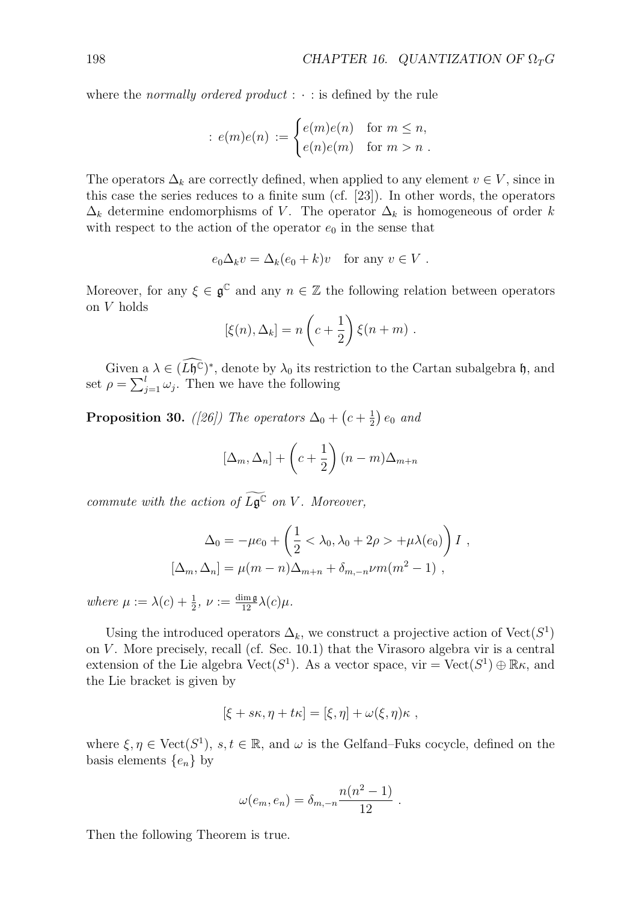where the *normally ordered product* $: \cdot :$ is defined by the rule

$$: e(m)e(n) := \begin{cases} e(m)e(n) & \text{for } m \le n, \\ e(n)e(m) & \text{for } m > n \ . \end{cases}$$

The operators $\Delta_k$ are correctly defined, when applied to any element $v \in V$, since in this case the series reduces to a finite sum (cf. [23]). In other words, the operators $\Delta_k$ determine endomorphisms of $V$. The operator $\Delta_k$ is homogeneous of order $k$ with respect to the action of the operator $e_0$ in the sense that

$$e_0 \Delta_k v = \Delta_k (e_0 + k) v \quad \text{for any } v \in V \ .$$

Moreover, for any $\xi \in \mathfrak{g}^{\mathbb{C}}$ and any $n \in \mathbb{Z}$ the following relation between operators on $V$ holds

$$[\xi(n), \Delta_k] = n \left( c + \frac{1}{2} \right) \xi(n + m) \ .$$

Given a $\lambda \in (\widehat{L\mathfrak{h}^{\mathbb{C}}})^*$, denote by $\lambda_0$ its restriction to the Cartan subalgebra $\mathfrak{h}$, and set $\rho = \sum_{j=1}^{l} \omega_j$. Then we have the following

**Proposition 30.** *([26]) The operators $\Delta_0 + \left(c + \frac{1}{2}\right) e_0$ and*

$$[\Delta_m, \Delta_n] + \left( c + \frac{1}{2} \right) (n - m) \Delta_{m+n}$$

*commute with the action of $\widetilde{L\mathfrak{g}^{\mathbb{C}}}$ on $V$. Moreover,*

$$\Delta_0 = -\mu e_0 + \left( \frac{1}{2} < \lambda_0, \lambda_0 + 2\rho > + \mu \lambda(e_0) \right) I \ ,$$
$$[\Delta_m, \Delta_n] = \mu(m - n) \Delta_{m+n} + \delta_{m,-n} \nu m (m^2 - 1) \ ,$$

*where $\mu := \lambda(c) + \frac{1}{2}$, $\nu := \frac{\dim \mathfrak{g}}{12} \lambda(c) \mu$.*

Using the introduced operators $\Delta_k$, we construct a projective action of $\mathrm{Vect}(S^1)$ on $V$. More precisely, recall (cf. Sec. 10.1) that the Virasoro algebra vir is a central extension of the Lie algebra $\mathrm{Vect}(S^1)$. As a vector space, $\mathrm{vir} = \mathrm{Vect}(S^1) \oplus \mathbb{R}\kappa$, and the Lie bracket is given by

$$[\xi + s\kappa, \eta + t\kappa] = [\xi, \eta] + \omega(\xi, \eta)\kappa \ ,$$

where $\xi, \eta \in \mathrm{Vect}(S^1)$, $s, t \in \mathbb{R}$, and $\omega$ is the Gelfand–Fuks cocycle, defined on the basis elements $\{e_n\}$ by

$$\omega(e_m, e_n) = \delta_{m,-n} \frac{n(n^2 - 1)}{12} \ .$$

Then the following Theorem is true.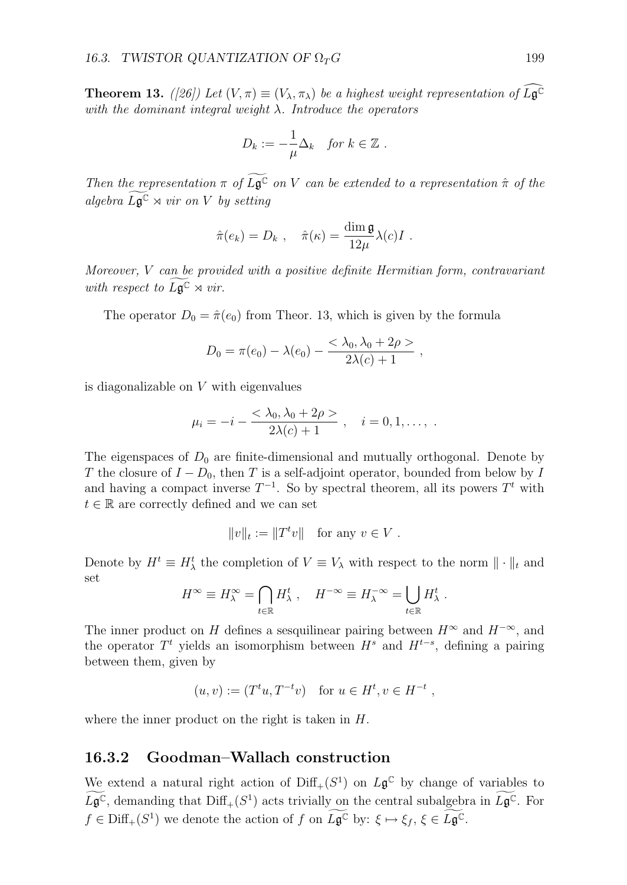**Theorem 13.** *([26]) Let $(V,\pi) \equiv (V_\lambda, \pi_\lambda)$ be a highest weight representation of $\widehat{L\mathfrak{g}^{\mathbb{C}}}$ with the dominant integral weight $\lambda$. Introduce the operators*

$$D_k := -\frac{1}{\mu}\Delta_k \quad \text{for } k \in \mathbb{Z} \ .$$

*Then the representation $\pi$ of $\widetilde{L\mathfrak{g}^{\mathbb{C}}}$ on $V$ can be extended to a representation $\hat{\pi}$ of the algebra $\widetilde{L\mathfrak{g}^{\mathbb{C}}} \rtimes vir$ on $V$ by setting*

$$\hat{\pi}(e_k) = D_k \ , \quad \hat{\pi}(\kappa) = \frac{\dim \mathfrak{g}}{12\mu}\lambda(c)I \ .$$

*Moreover, $V$ can be provided with a positive definite Hermitian form, contravariant with respect to $\widetilde{L\mathfrak{g}^{\mathbb{C}}} \rtimes vir$.*

The operator $D_0 = \hat{\pi}(e_0)$ from Theor. 13, which is given by the formula

$$D_0 = \pi(e_0) - \lambda(e_0) - \frac{< \lambda_0, \lambda_0 + 2\rho >}{2\lambda(c) + 1} \ ,$$

is diagonalizable on $V$ with eigenvalues

$$\mu_i = -i - \frac{< \lambda_0, \lambda_0 + 2\rho >}{2\lambda(c) + 1} \ , \quad i = 0, 1, \ldots, \ .$$

The eigenspaces of $D_0$ are finite-dimensional and mutually orthogonal. Denote by $T$ the closure of $I - D_0$, then $T$ is a self-adjoint operator, bounded from below by $I$ and having a compact inverse $T^{-1}$. So by spectral theorem, all its powers $T^t$ with $t \in \mathbb{R}$ are correctly defined and we can set

$$\|v\|_t := \|T^t v\| \quad \text{for any } v \in V \ .$$

Denote by $H^t \equiv H^t_\lambda$ the completion of $V \equiv V_\lambda$ with respect to the norm $\| \cdot \|_t$ and set

$$H^\infty \equiv H^\infty_\lambda = \bigcap_{t\in\mathbb{R}} H^t_\lambda \ , \quad H^{-\infty} \equiv H^{-\infty}_\lambda = \bigcup_{t\in\mathbb{R}} H^t_\lambda \ .$$

The inner product on $H$ defines a sesquilinear pairing between $H^\infty$ and $H^{-\infty}$, and the operator $T^t$ yields an isomorphism between $H^s$ and $H^{t-s}$, defining a pairing between them, given by

$$(u, v) := (T^t u, T^{-t} v) \quad \text{for } u \in H^t, v \in H^{-t} \ ,$$

where the inner product on the right is taken in $H$.

### 16.3.2 Goodman–Wallach construction

We extend a natural right action of $\mathrm{Diff}_+(S^1)$ on $L\mathfrak{g}^{\mathbb{C}}$ by change of variables to $\widetilde{L\mathfrak{g}^{\mathbb{C}}}$, demanding that $\mathrm{Diff}_+(S^1)$ acts trivially on the central subalgebra in $\widetilde{L\mathfrak{g}^{\mathbb{C}}}$. For $f \in \mathrm{Diff}_+(S^1)$ we denote the action of $f$ on $\widetilde{L\mathfrak{g}^{\mathbb{C}}}$ by: $\xi \mapsto \xi_f$, $\xi \in \widetilde{L\mathfrak{g}^{\mathbb{C}}}$.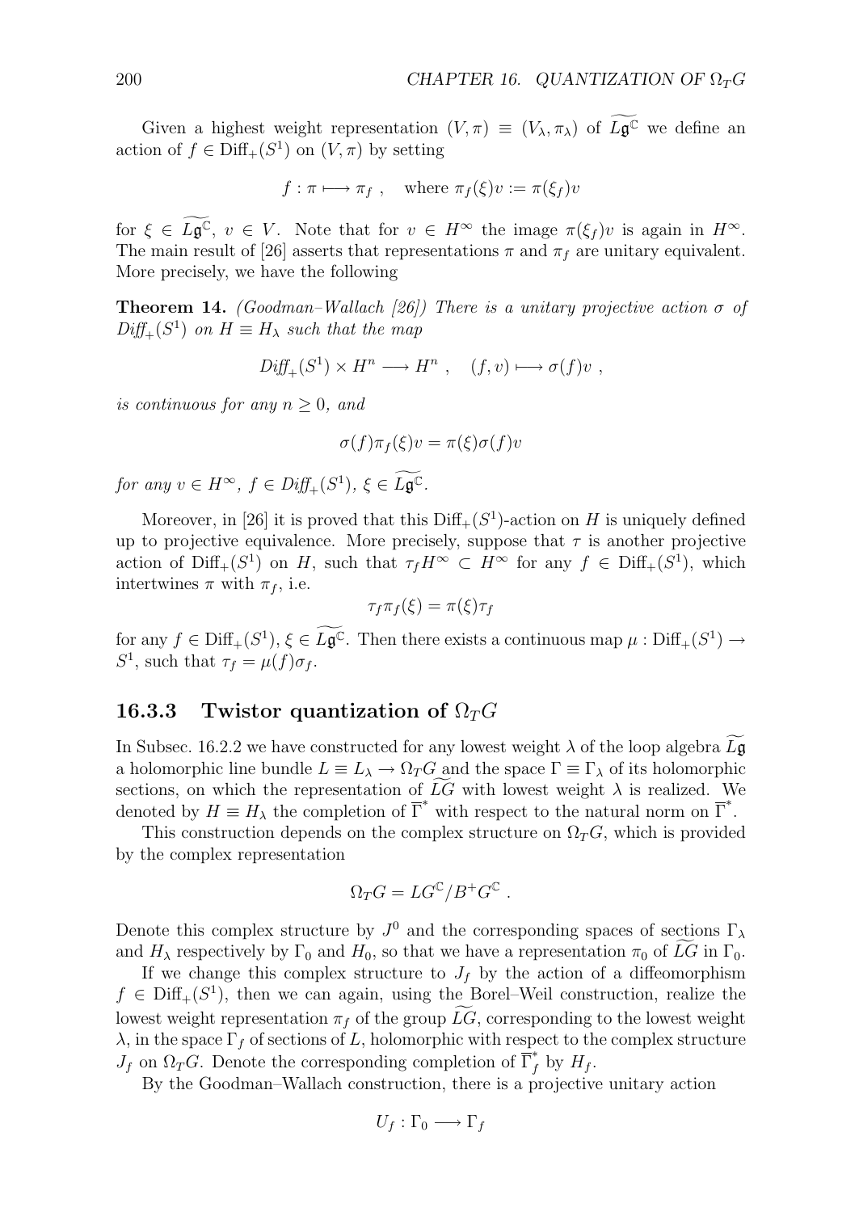Given a highest weight representation $(V, \pi) \equiv (V_\lambda, \pi_\lambda)$ of $\widetilde{L\mathfrak{g}^{\mathbb{C}}}$ we define an action of $f \in \mathrm{Diff}_+(S^1)$ on $(V, \pi)$ by setting

$$f : \pi \longmapsto \pi_f , \quad \text{where } \pi_f(\xi)v := \pi(\xi_f)v$$

for $\xi \in \widetilde{L\mathfrak{g}^{\mathbb{C}}}$, $v \in V$. Note that for $v \in H^\infty$ the image $\pi(\xi_f)v$ is again in $H^\infty$. The main result of [26] asserts that representations $\pi$ and $\pi_f$ are unitary equivalent. More precisely, we have the following

**Theorem 14.** *(Goodman–Wallach [26]) There is a unitary projective action $\sigma$ of $\mathrm{Diff}_+(S^1)$ on $H \equiv H_\lambda$ such that the map*

$$\mathrm{Diff}_+(S^1) \times H^n \longrightarrow H^n , \quad (f, v) \longmapsto \sigma(f)v ,$$

*is continuous for any $n \geq 0$, and*

$$\sigma(f)\pi_f(\xi)v = \pi(\xi)\sigma(f)v$$

*for any $v \in H^\infty$, $f \in \mathrm{Diff}_+(S^1)$, $\xi \in \widetilde{L\mathfrak{g}^{\mathbb{C}}}$.*

Moreover, in [26] it is proved that this $\mathrm{Diff}_+(S^1)$-action on $H$ is uniquely defined up to projective equivalence. More precisely, suppose that $\tau$ is another projective action of $\mathrm{Diff}_+(S^1)$ on $H$, such that $\tau_f H^\infty \subset H^\infty$ for any $f \in \mathrm{Diff}_+(S^1)$, which intertwines $\pi$ with $\pi_f$, i.e.

$$\tau_f \pi_f(\xi) = \pi(\xi)\tau_f$$

for any $f \in \mathrm{Diff}_+(S^1)$, $\xi \in \widetilde{L\mathfrak{g}^{\mathbb{C}}}$. Then there exists a continuous map $\mu : \mathrm{Diff}_+(S^1) \to S^1$, such that $\tau_f = \mu(f)\sigma_f$.

### 16.3.3 Twistor quantization of $\Omega_T G$

In Subsec. 16.2.2 we have constructed for any lowest weight $\lambda$ of the loop algebra $\widetilde{L\mathfrak{g}}$ a holomorphic line bundle $L \equiv L_\lambda \to \Omega_T G$ and the space $\Gamma \equiv \Gamma_\lambda$ of its holomorphic sections, on which the representation of $\widetilde{LG}$ with lowest weight $\lambda$ is realized. We denoted by $H \equiv H_\lambda$ the completion of $\overline{\Gamma}^*$ with respect to the natural norm on $\overline{\Gamma}^*$.

This construction depends on the complex structure on $\Omega_T G$, which is provided by the complex representation

$$\Omega_T G = LG^{\mathbb{C}}/B^+G^{\mathbb{C}} .$$

Denote this complex structure by $J^0$ and the corresponding spaces of sections $\Gamma_\lambda$ and $H_\lambda$ respectively by $\Gamma_0$ and $H_0$, so that we have a representation $\pi_0$ of $\widetilde{LG}$ in $\Gamma_0$.

If we change this complex structure to $J_f$ by the action of a diffeomorphism $f \in \mathrm{Diff}_+(S^1)$, then we can again, using the Borel–Weil construction, realize the lowest weight representation $\pi_f$ of the group $\widetilde{LG}$, corresponding to the lowest weight $\lambda$, in the space $\Gamma_f$ of sections of $L$, holomorphic with respect to the complex structure $J_f$ on $\Omega_T G$. Denote the corresponding completion of $\overline{\Gamma}_f^*$ by $H_f$.

By the Goodman–Wallach construction, there is a projective unitary action

$$U_f : \Gamma_0 \longrightarrow \Gamma_f$$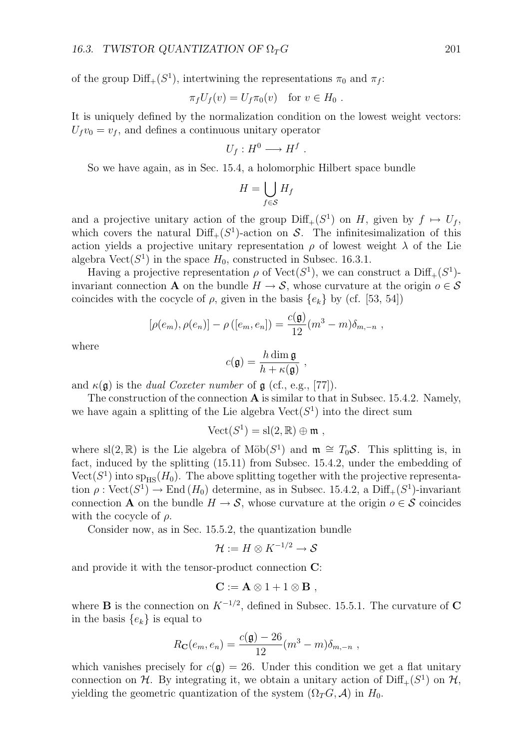of the group $\mathrm{Diff}_+(S^1)$, intertwining the representations $\pi_0$ and $\pi_f$:

$$\pi_f U_f(v) = U_f \pi_0(v) \quad \text{for } v \in H_0 \ .$$

It is uniquely defined by the normalization condition on the lowest weight vectors: $U_f v_0 = v_f$, and defines a continuous unitary operator

$$U_f : H^0 \longrightarrow H^f \ .$$

So we have again, as in Sec. 15.4, a holomorphic Hilbert space bundle

$$H = \bigcup_{f \in \mathcal{S}} H_f$$

and a projective unitary action of the group $\mathrm{Diff}_+(S^1)$ on $H$, given by $f \mapsto U_f$, which covers the natural $\mathrm{Diff}_+(S^1)$-action on $\mathcal{S}$. The infinitesimalization of this action yields a projective unitary representation $\rho$ of lowest weight $\lambda$ of the Lie algebra $\mathrm{Vect}(S^1)$ in the space $H_0$, constructed in Subsec. 16.3.1.

Having a projective representation $\rho$ of $\mathrm{Vect}(S^1)$, we can construct a $\mathrm{Diff}_+(S^1)$-invariant connection $\mathbf{A}$ on the bundle $H \to \mathcal{S}$, whose curvature at the origin $o \in \mathcal{S}$ coincides with the cocycle of $\rho$, given in the basis $\{e_k\}$ by (cf. [53, 54])

$$[\rho(e_m), \rho(e_n)] - \rho\left([e_m, e_n]\right) = \frac{c(\mathfrak{g})}{12}(m^3 - m)\delta_{m,-n} \ ,$$

where

$$c(\mathfrak{g}) = \frac{h \dim \mathfrak{g}}{h + \kappa(\mathfrak{g})} \ ,$$

and $\kappa(\mathfrak{g})$ is the *dual Coxeter number* of $\mathfrak{g}$ (cf., e.g., [77]).

The construction of the connection $\mathbf{A}$ is similar to that in Subsec. 15.4.2. Namely, we have again a splitting of the Lie algebra $\mathrm{Vect}(S^1)$ into the direct sum

$$\mathrm{Vect}(S^1) = \mathrm{sl}(2, \mathbb{R}) \oplus \mathfrak{m} \ ,$$

where $\mathrm{sl}(2, \mathbb{R})$ is the Lie algebra of $\mathrm{M\ddot{o}b}(S^1)$ and $\mathfrak{m} \cong T_0\mathcal{S}$. This splitting is, in fact, induced by the splitting (15.11) from Subsec. 15.4.2, under the embedding of $\mathrm{Vect}(S^1)$ into $\mathrm{sp}_{\mathrm{HS}}(H_0)$. The above splitting together with the projective representation $\rho : \mathrm{Vect}(S^1) \to \mathrm{End}\,(H_0)$ determine, as in Subsec. 15.4.2, a $\mathrm{Diff}_+(S^1)$-invariant connection $\mathbf{A}$ on the bundle $H \to \mathcal{S}$, whose curvature at the origin $o \in \mathcal{S}$ coincides with the cocycle of $\rho$.

Consider now, as in Sec. 15.5.2, the quantization bundle

$$\mathcal{H} := H \otimes K^{-1/2} \to \mathcal{S}$$

and provide it with the tensor-product connection $\mathbf{C}$:

$$\mathbf{C} := \mathbf{A} \otimes 1 + 1 \otimes \mathbf{B} \ ,$$

where $\mathbf{B}$ is the connection on $K^{-1/2}$, defined in Subsec. 15.5.1. The curvature of $\mathbf{C}$ in the basis $\{e_k\}$ is equal to

$$R_{\mathbf{C}}(e_m, e_n) = \frac{c(\mathfrak{g}) - 26}{12}(m^3 - m)\delta_{m,-n} \ ,$$

which vanishes precisely for $c(\mathfrak{g}) = 26$. Under this condition we get a flat unitary connection on $\mathcal{H}$. By integrating it, we obtain a unitary action of $\mathrm{Diff}_+(S^1)$ on $\mathcal{H}$, yielding the geometric quantization of the system $(\Omega_T G, \mathcal{A})$ in $H_0$.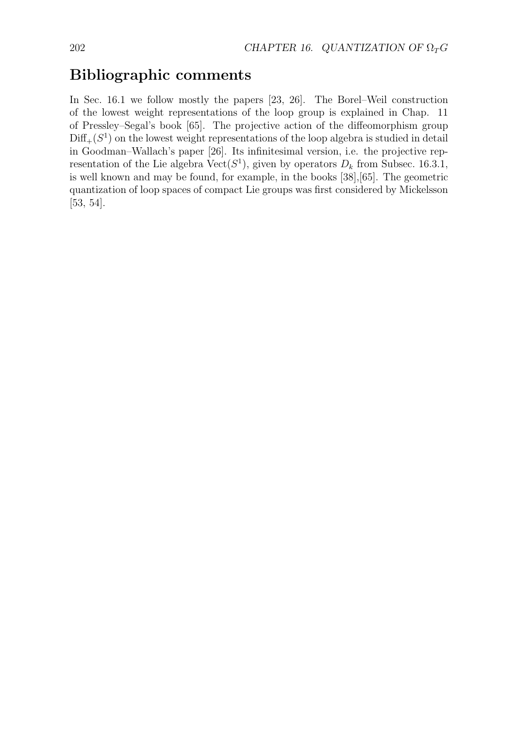## Bibliographic comments

In Sec. 16.1 we follow mostly the papers [23, 26]. The Borel–Weil construction of the lowest weight representations of the loop group is explained in Chap. 11 of Pressley–Segal's book [65]. The projective action of the diffeomorphism group $\mathrm{Diff}_+(S^1)$ on the lowest weight representations of the loop algebra is studied in detail in Goodman–Wallach's paper [26]. Its infinitesimal version, i.e. the projective representation of the Lie algebra $\mathrm{Vect}(S^1)$, given by operators $D_k$ from Subsec. 16.3.1, is well known and may be found, for example, in the books [38],[65]. The geometric quantization of loop spaces of compact Lie groups was first considered by Mickelsson [53, 54].